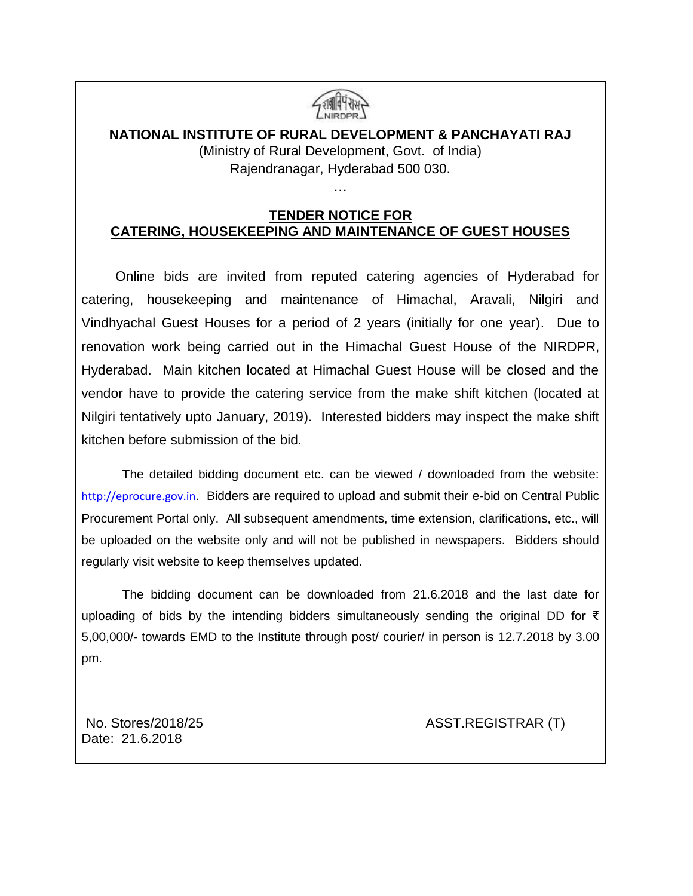**NATIONAL INSTITUTE OF RURAL DEVELOPMENT & PANCHAYATI RAJ**

(Ministry of Rural Development, Govt. of India)

Rajendranagar, Hyderabad 500 030.

…

## TENDER NOTICE FOR CATERING, HOUSEKEEPING AND MAINTENANCE OF GUEST HOUSES

Online bids are invited from reputed catering agencies of Hyderabad for catering, housekeeping and maintenance of Himachal, Aravali, Nilgiri and Vindhyachal Guest Houses for a period of 2 years (initially for one year). Due to renovation work being carried out in the Himachal Guest House of the NIRDPR, Hyderabad. Main kitchen located at Himachal Guest House will be closed and the vendor have to provide the catering service from the make shift kitchen (located at Nilgiri tentatively upto January, 2019). Interested bidders may inspect the make shift kitchen before submission of the bid.

The detailed bidding document etc. can be viewed / downloaded from the website: http://eprocure.gov.in. Bidders are required to upload and submit their e-bid on Central Public Procurement Portal only. All subsequent amendments, time extension, clarifications, etc., will be uploaded on the website only and will not be published in newspapers. Bidders should regularly visit website to keep themselves updated.

The bidding document can be downloaded from 21.6.2018 and the last date for uploading of bids by the intending bidders simultaneously sending the original DD for ₹ 5,00,000/- towards EMD to the Institute through post/ courier/ in person is 12.7.2018 by 3.00 pm.

No. Stores/2018/25

Date: 21.6.2018

ASST.REGISTRAR (T)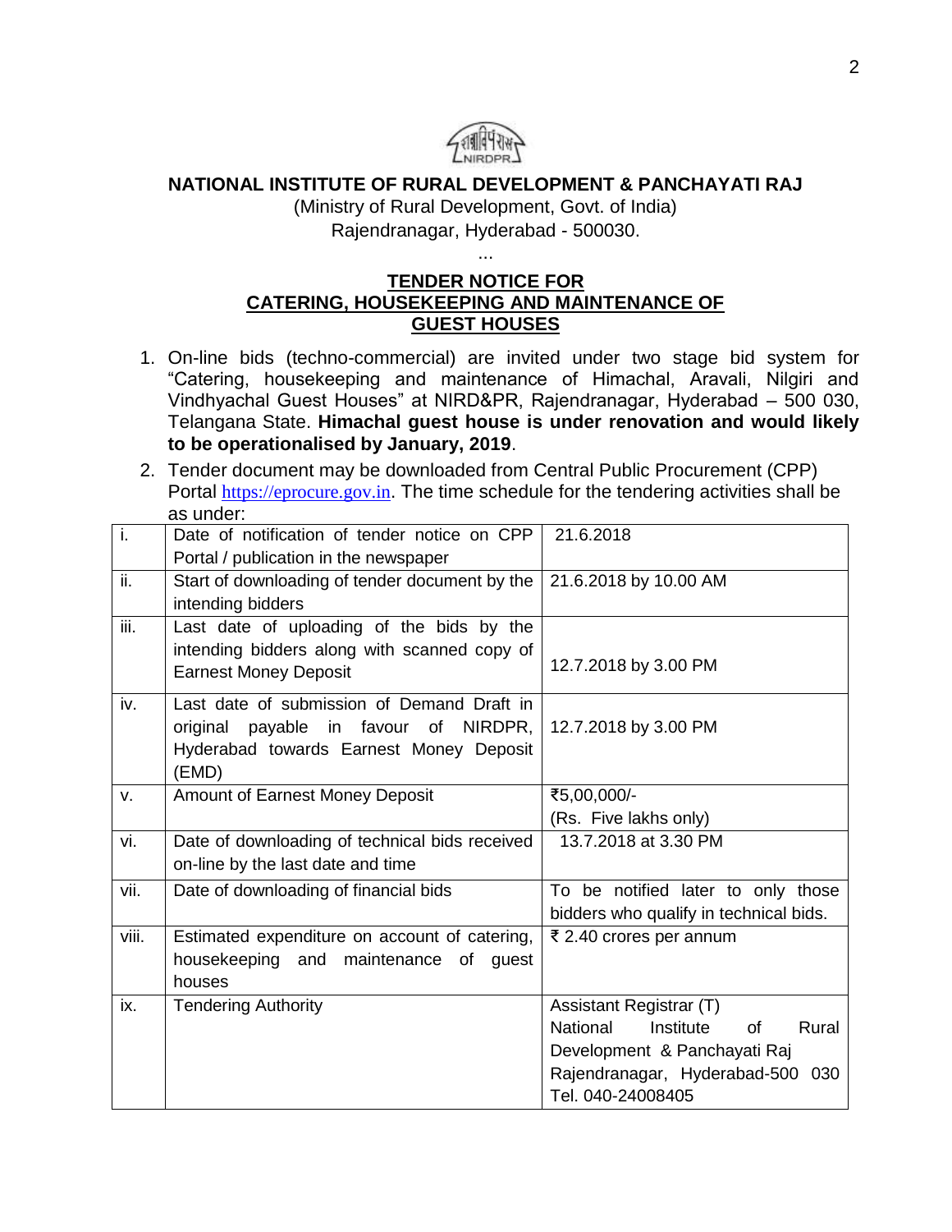## NATIONAL INSTITUTE OF RURAL DEVELOPMENT & PANCHAYATI RAJ

(Ministry of Rural Development, Govt. of India)
Rajendranagar, Hyderabad - 500030.

...

### TENDER NOTICE FOR CATERING, HOUSEKEEPING AND MAINTENANCE OF GUEST HOUSES

1. On-line bids (techno-commercial) are invited under two stage bid system for "Catering, housekeeping and maintenance of Himachal, Aravali, Nilgiri and Vindhyachal Guest Houses" at NIRD&PR, Rajendranagar, Hyderabad – 500 030, Telangana State. **Himachal guest house is under renovation and would likely to be operationalised by January, 2019**.
2. Tender document may be downloaded from Central Public Procurement (CPP) Portal https://eprocure.gov.in. The time schedule for the tendering activities shall be as under:

| | | |
|---|---|---|
| i. | Date of notification of tender notice on CPP Portal / publication in the newspaper | 21.6.2018 |
| ii. | Start of downloading of tender document by the intending bidders | 21.6.2018 by 10.00 AM |
| iii. | Last date of uploading of the bids by the intending bidders along with scanned copy of Earnest Money Deposit | 12.7.2018 by 3.00 PM |
| iv. | Last date of submission of Demand Draft in original payable in favour of NIRDPR, Hyderabad towards Earnest Money Deposit (EMD) | 12.7.2018 by 3.00 PM |
| v. | Amount of Earnest Money Deposit | ₹5,00,000/- (Rs. Five lakhs only) |
| vi. | Date of downloading of technical bids received on-line by the last date and time | 13.7.2018 at 3.30 PM |
| vii. | Date of downloading of financial bids | To be notified later to only those bidders who qualify in technical bids. |
| viii. | Estimated expenditure on account of catering, housekeeping and maintenance of guest houses | ₹ 2.40 crores per annum |
| ix. | Tendering Authority | Assistant Registrar (T) National Institute of Rural Development & Panchayati Raj Rajendranagar, Hyderabad-500 030 Tel. 040-24008405 |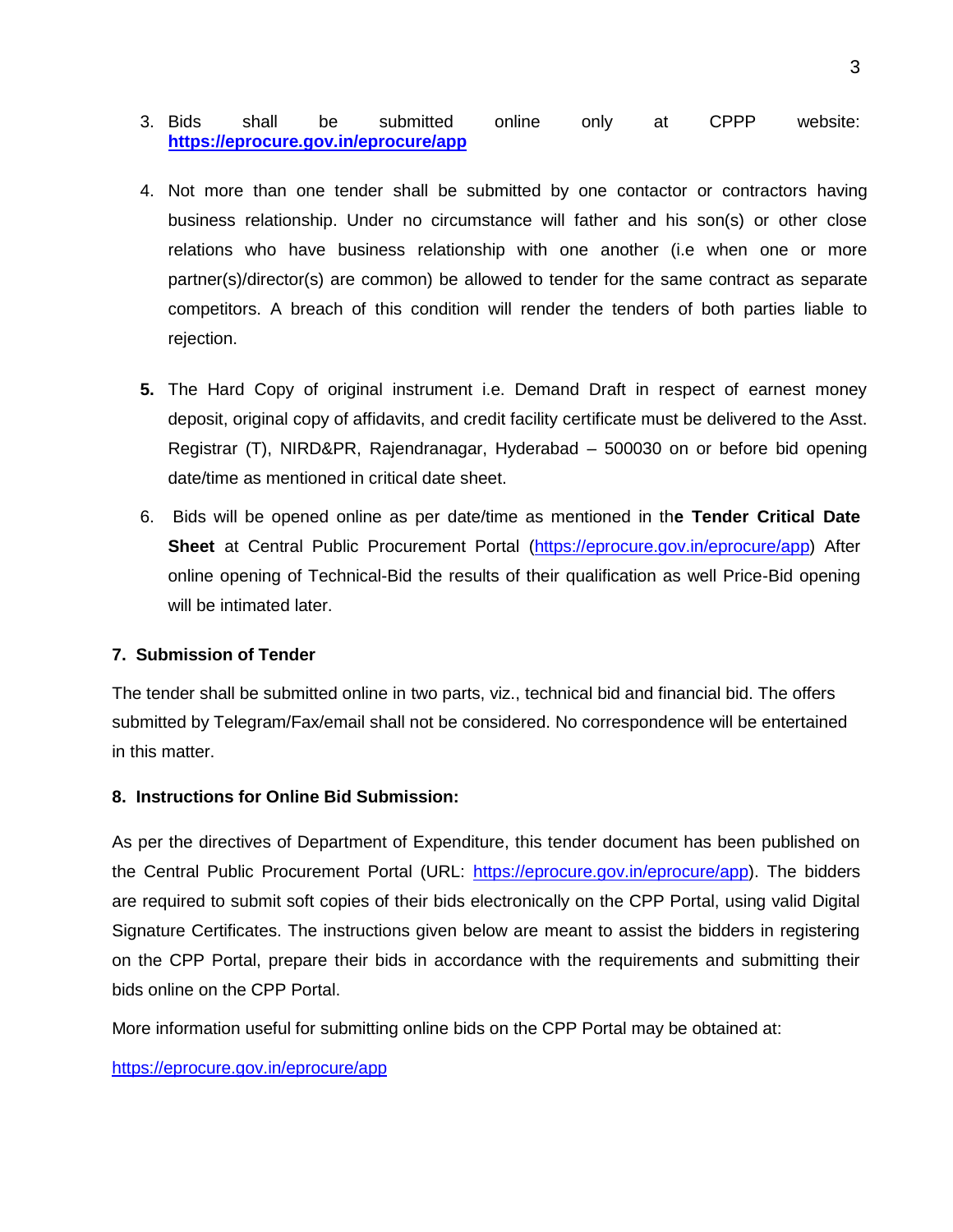3. Bids shall be submitted online only at CPPP website: **https://eprocure.gov.in/eprocure/app**

4. Not more than one tender shall be submitted by one contactor or contractors having business relationship. Under no circumstance will father and his son(s) or other close relations who have business relationship with one another (i.e when one or more partner(s)/director(s) are common) be allowed to tender for the same contract as separate competitors. A breach of this condition will render the tenders of both parties liable to rejection.

**5.** The Hard Copy of original instrument i.e. Demand Draft in respect of earnest money deposit, original copy of affidavits, and credit facility certificate must be delivered to the Asst. Registrar (T), NIRD&PR, Rajendranagar, Hyderabad – 500030 on or before bid opening date/time as mentioned in critical date sheet.

6. Bids will be opened online as per date/time as mentioned in th**e Tender Critical Date Sheet** at Central Public Procurement Portal (https://eprocure.gov.in/eprocure/app) After online opening of Technical-Bid the results of their qualification as well Price-Bid opening will be intimated later.

**7. Submission of Tender**

The tender shall be submitted online in two parts, viz., technical bid and financial bid. The offers submitted by Telegram/Fax/email shall not be considered. No correspondence will be entertained in this matter.

**8. Instructions for Online Bid Submission:**

As per the directives of Department of Expenditure, this tender document has been published on the Central Public Procurement Portal (URL: https://eprocure.gov.in/eprocure/app). The bidders are required to submit soft copies of their bids electronically on the CPP Portal, using valid Digital Signature Certificates. The instructions given below are meant to assist the bidders in registering on the CPP Portal, prepare their bids in accordance with the requirements and submitting their bids online on the CPP Portal.

More information useful for submitting online bids on the CPP Portal may be obtained at:

https://eprocure.gov.in/eprocure/app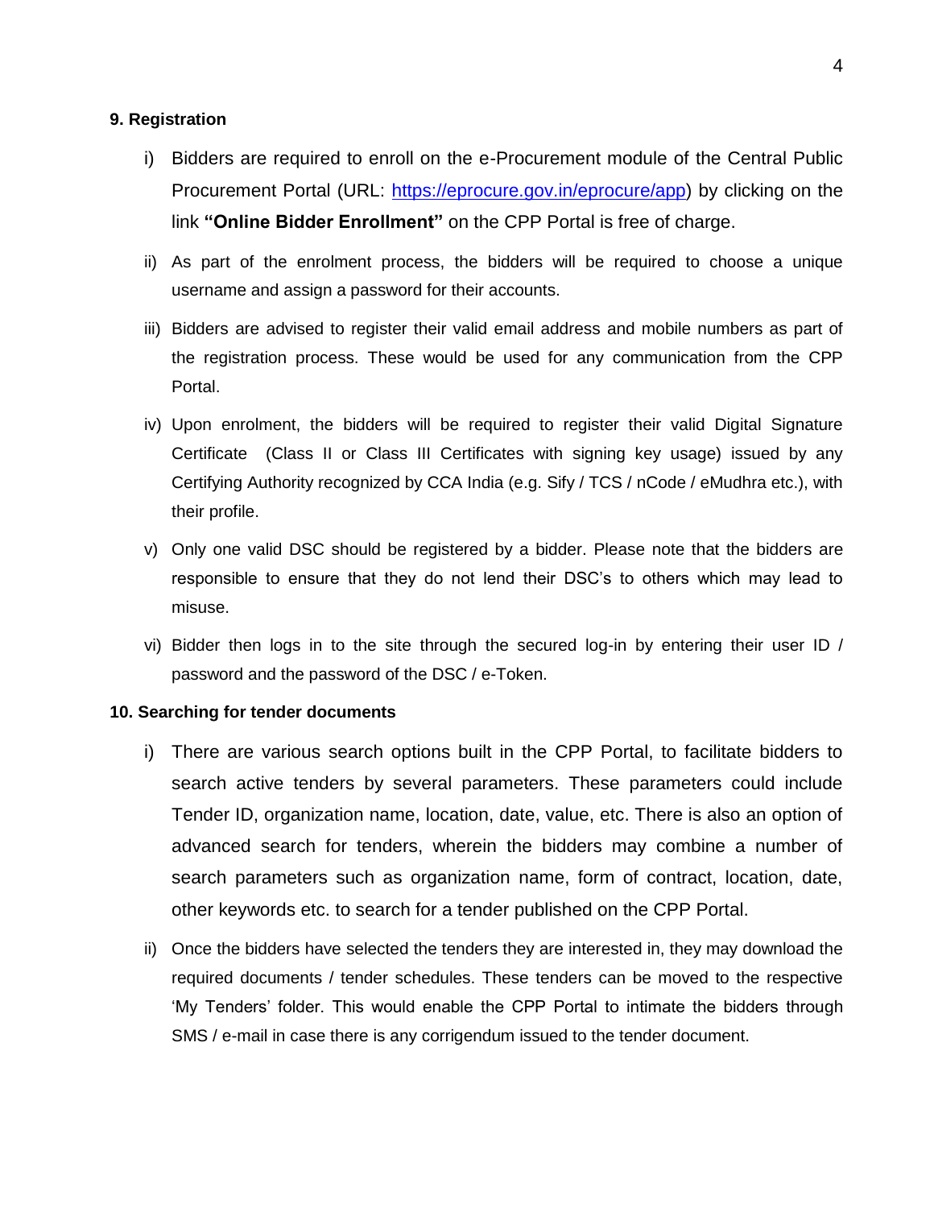**9. Registration**

i) Bidders are required to enroll on the e-Procurement module of the Central Public Procurement Portal (URL: https://eprocure.gov.in/eprocure/app) by clicking on the link **"Online Bidder Enrollment"** on the CPP Portal is free of charge.

ii) As part of the enrolment process, the bidders will be required to choose a unique username and assign a password for their accounts.

iii) Bidders are advised to register their valid email address and mobile numbers as part of the registration process. These would be used for any communication from the CPP Portal.

iv) Upon enrolment, the bidders will be required to register their valid Digital Signature Certificate (Class II or Class III Certificates with signing key usage) issued by any Certifying Authority recognized by CCA India (e.g. Sify / TCS / nCode / eMudhra etc.), with their profile.

v) Only one valid DSC should be registered by a bidder. Please note that the bidders are responsible to ensure that they do not lend their DSC's to others which may lead to misuse.

vi) Bidder then logs in to the site through the secured log-in by entering their user ID / password and the password of the DSC / e-Token.

**10. Searching for tender documents**

i) There are various search options built in the CPP Portal, to facilitate bidders to search active tenders by several parameters. These parameters could include Tender ID, organization name, location, date, value, etc. There is also an option of advanced search for tenders, wherein the bidders may combine a number of search parameters such as organization name, form of contract, location, date, other keywords etc. to search for a tender published on the CPP Portal.

ii) Once the bidders have selected the tenders they are interested in, they may download the required documents / tender schedules. These tenders can be moved to the respective 'My Tenders' folder. This would enable the CPP Portal to intimate the bidders through SMS / e-mail in case there is any corrigendum issued to the tender document.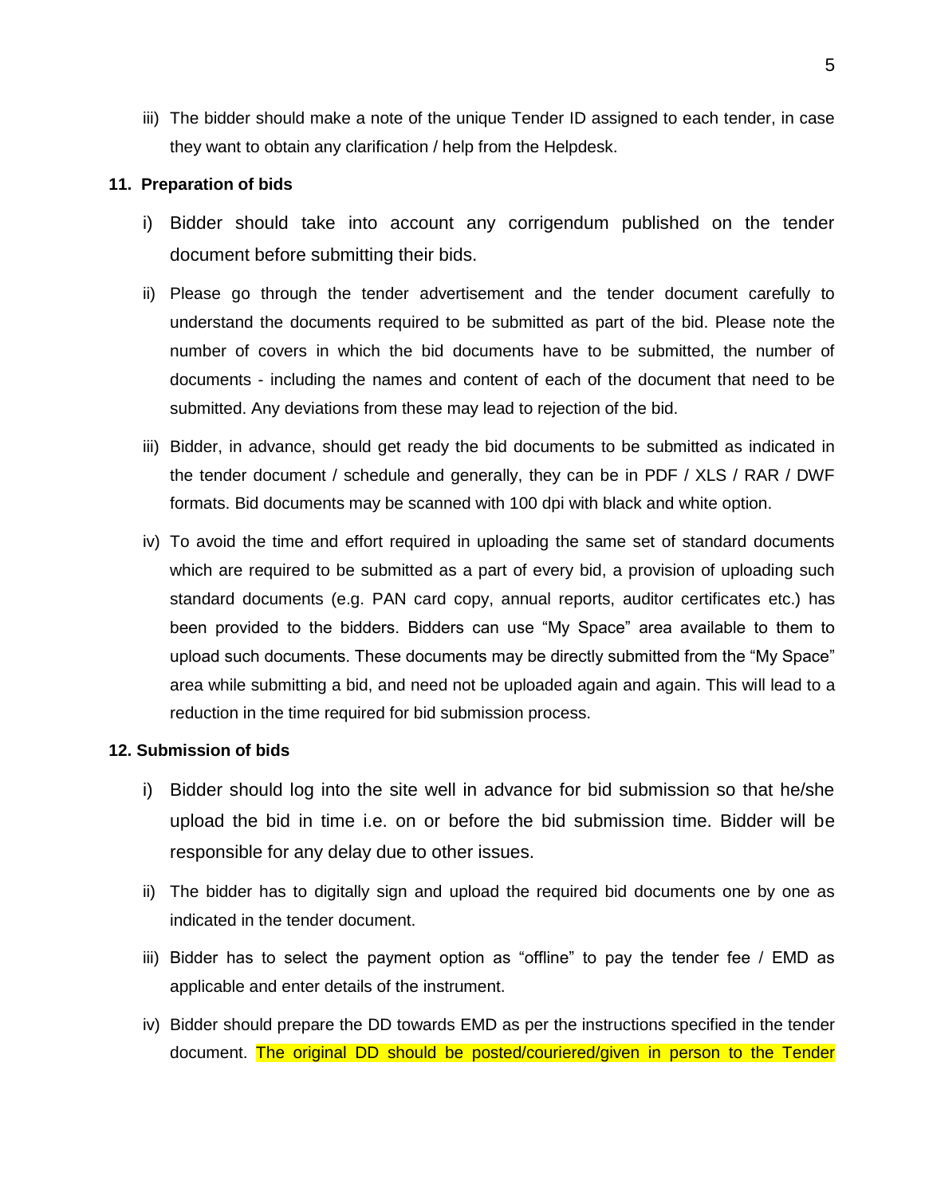iii) The bidder should make a note of the unique Tender ID assigned to each tender, in case they want to obtain any clarification / help from the Helpdesk.

**11. Preparation of bids**

i) Bidder should take into account any corrigendum published on the tender document before submitting their bids.

ii) Please go through the tender advertisement and the tender document carefully to understand the documents required to be submitted as part of the bid. Please note the number of covers in which the bid documents have to be submitted, the number of documents - including the names and content of each of the document that need to be submitted. Any deviations from these may lead to rejection of the bid.

iii) Bidder, in advance, should get ready the bid documents to be submitted as indicated in the tender document / schedule and generally, they can be in PDF / XLS / RAR / DWF formats. Bid documents may be scanned with 100 dpi with black and white option.

iv) To avoid the time and effort required in uploading the same set of standard documents which are required to be submitted as a part of every bid, a provision of uploading such standard documents (e.g. PAN card copy, annual reports, auditor certificates etc.) has been provided to the bidders. Bidders can use "My Space" area available to them to upload such documents. These documents may be directly submitted from the "My Space" area while submitting a bid, and need not be uploaded again and again. This will lead to a reduction in the time required for bid submission process.

**12. Submission of bids**

i) Bidder should log into the site well in advance for bid submission so that he/she upload the bid in time i.e. on or before the bid submission time. Bidder will be responsible for any delay due to other issues.

ii) The bidder has to digitally sign and upload the required bid documents one by one as indicated in the tender document.

iii) Bidder has to select the payment option as "offline" to pay the tender fee / EMD as applicable and enter details of the instrument.

iv) Bidder should prepare the DD towards EMD as per the instructions specified in the tender document. The original DD should be posted/couriered/given in person to the Tender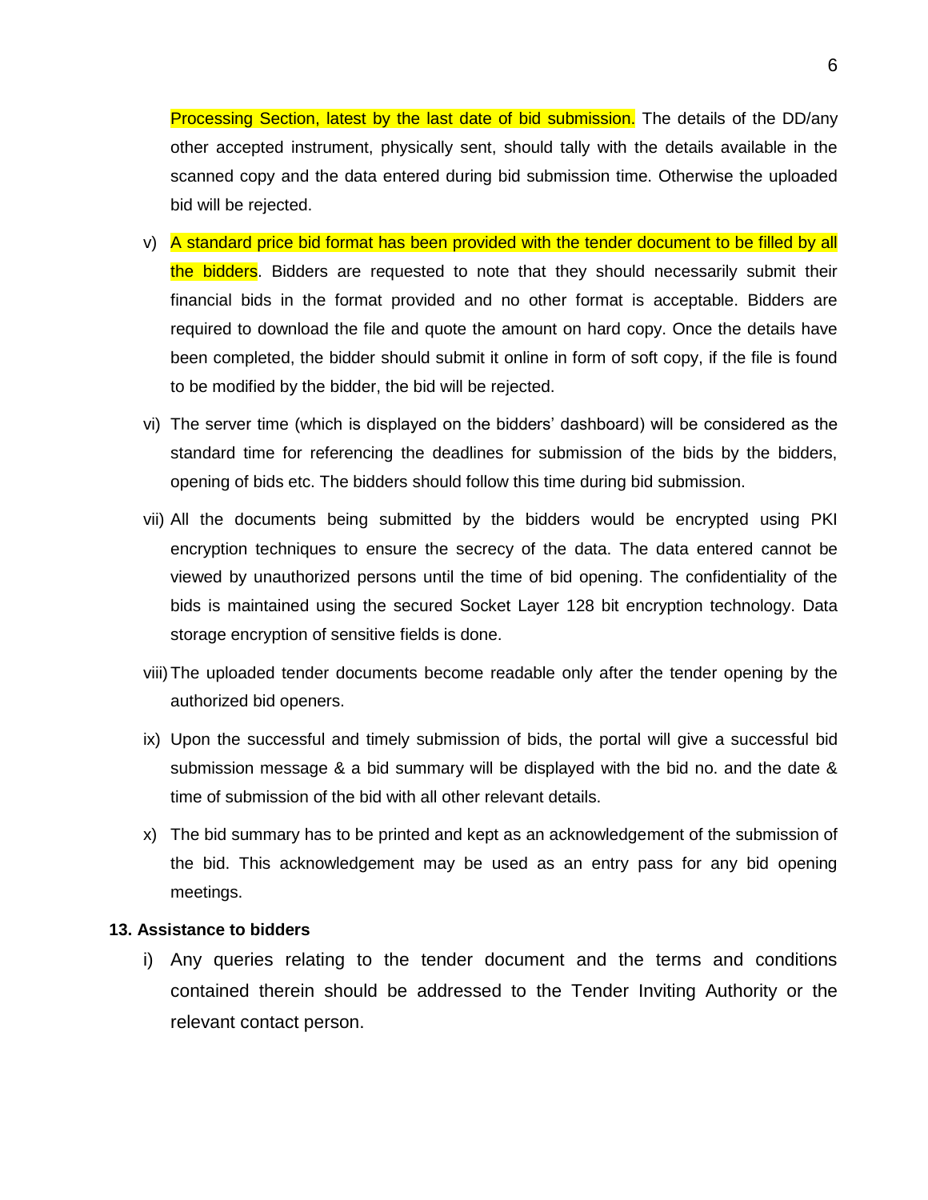Processing Section, latest by the last date of bid submission. The details of the DD/any other accepted instrument, physically sent, should tally with the details available in the scanned copy and the data entered during bid submission time. Otherwise the uploaded bid will be rejected.

v) A standard price bid format has been provided with the tender document to be filled by all the bidders. Bidders are requested to note that they should necessarily submit their financial bids in the format provided and no other format is acceptable. Bidders are required to download the file and quote the amount on hard copy. Once the details have been completed, the bidder should submit it online in form of soft copy, if the file is found to be modified by the bidder, the bid will be rejected.

vi) The server time (which is displayed on the bidders' dashboard) will be considered as the standard time for referencing the deadlines for submission of the bids by the bidders, opening of bids etc. The bidders should follow this time during bid submission.

vii) All the documents being submitted by the bidders would be encrypted using PKI encryption techniques to ensure the secrecy of the data. The data entered cannot be viewed by unauthorized persons until the time of bid opening. The confidentiality of the bids is maintained using the secured Socket Layer 128 bit encryption technology. Data storage encryption of sensitive fields is done.

viii) The uploaded tender documents become readable only after the tender opening by the authorized bid openers.

ix) Upon the successful and timely submission of bids, the portal will give a successful bid submission message & a bid summary will be displayed with the bid no. and the date & time of submission of the bid with all other relevant details.

x) The bid summary has to be printed and kept as an acknowledgement of the submission of the bid. This acknowledgement may be used as an entry pass for any bid opening meetings.

**13. Assistance to bidders**

i) Any queries relating to the tender document and the terms and conditions contained therein should be addressed to the Tender Inviting Authority or the relevant contact person.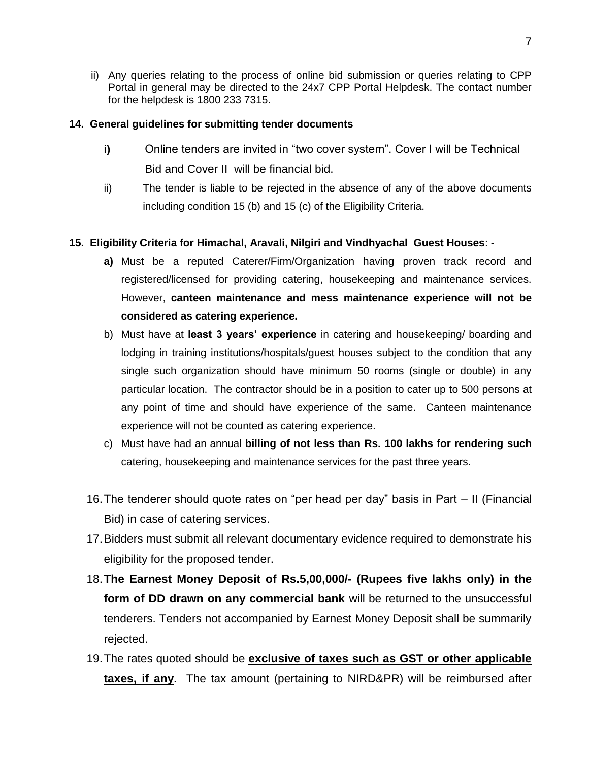ii) Any queries relating to the process of online bid submission or queries relating to CPP Portal in general may be directed to the 24x7 CPP Portal Helpdesk. The contact number for the helpdesk is 1800 233 7315.

**14. General guidelines for submitting tender documents**

**i)** Online tenders are invited in "two cover system". Cover I will be Technical Bid and Cover II will be financial bid.

ii) The tender is liable to be rejected in the absence of any of the above documents including condition 15 (b) and 15 (c) of the Eligibility Criteria.

**15. Eligibility Criteria for Himachal, Aravali, Nilgiri and Vindhyachal Guest Houses**: -

**a)** Must be a reputed Caterer/Firm/Organization having proven track record and registered/licensed for providing catering, housekeeping and maintenance services. However, **canteen maintenance and mess maintenance experience will not be considered as catering experience.**

b) Must have at **least 3 years' experience** in catering and housekeeping/ boarding and lodging in training institutions/hospitals/guest houses subject to the condition that any single such organization should have minimum 50 rooms (single or double) in any particular location. The contractor should be in a position to cater up to 500 persons at any point of time and should have experience of the same. Canteen maintenance experience will not be counted as catering experience.

c) Must have had an annual **billing of not less than Rs. 100 lakhs for rendering such** catering, housekeeping and maintenance services for the past three years.

16. The tenderer should quote rates on "per head per day" basis in Part – II (Financial Bid) in case of catering services.

17. Bidders must submit all relevant documentary evidence required to demonstrate his eligibility for the proposed tender.

18. **The Earnest Money Deposit of Rs.5,00,000/- (Rupees five lakhs only) in the form of DD drawn on any commercial bank** will be returned to the unsuccessful tenderers. Tenders not accompanied by Earnest Money Deposit shall be summarily rejected.

19. The rates quoted should be **exclusive of taxes such as GST or other applicable taxes, if any**. The tax amount (pertaining to NIRD&PR) will be reimbursed after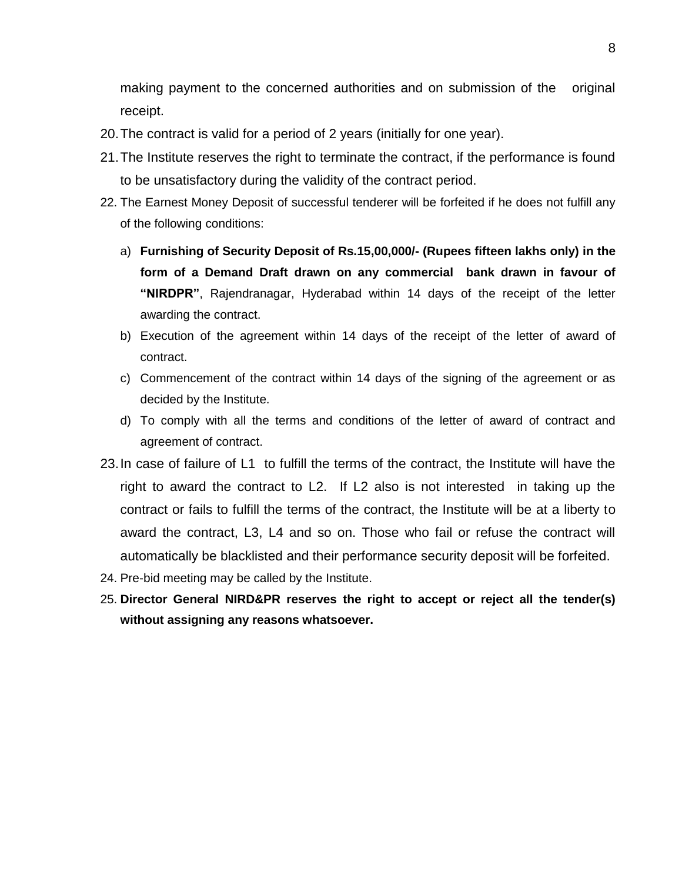making payment to the concerned authorities and on submission of the original receipt.

20. The contract is valid for a period of 2 years (initially for one year).
21. The Institute reserves the right to terminate the contract, if the performance is found to be unsatisfactory during the validity of the contract period.
22. The Earnest Money Deposit of successful tenderer will be forfeited if he does not fulfill any of the following conditions:
    a) **Furnishing of Security Deposit of Rs.15,00,000/- (Rupees fifteen lakhs only) in the form of a Demand Draft drawn on any commercial bank drawn in favour of "NIRDPR"**, Rajendranagar, Hyderabad within 14 days of the receipt of the letter awarding the contract.
    b) Execution of the agreement within 14 days of the receipt of the letter of award of contract.
    c) Commencement of the contract within 14 days of the signing of the agreement or as decided by the Institute.
    d) To comply with all the terms and conditions of the letter of award of contract and agreement of contract.
23. In case of failure of L1 to fulfill the terms of the contract, the Institute will have the right to award the contract to L2. If L2 also is not interested in taking up the contract or fails to fulfill the terms of the contract, the Institute will be at a liberty to award the contract, L3, L4 and so on. Those who fail or refuse the contract will automatically be blacklisted and their performance security deposit will be forfeited.
24. Pre-bid meeting may be called by the Institute.
25. **Director General NIRD&PR reserves the right to accept or reject all the tender(s) without assigning any reasons whatsoever.**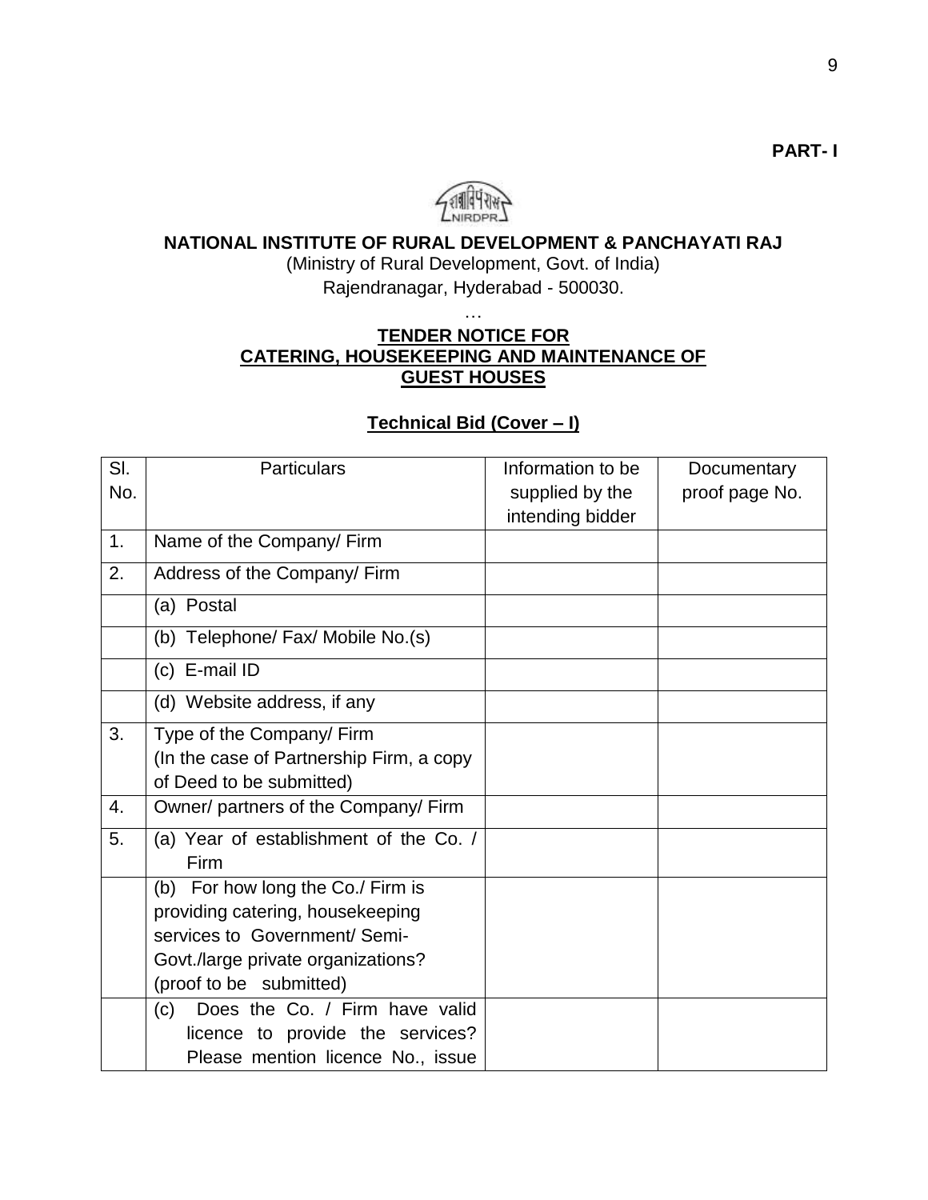**PART- I**

**NATIONAL INSTITUTE OF RURAL DEVELOPMENT & PANCHAYATI RAJ**

(Ministry of Rural Development, Govt. of India)

Rajendranagar, Hyderabad - 500030.

…

**TENDER NOTICE FOR CATERING, HOUSEKEEPING AND MAINTENANCE OF GUEST HOUSES**

**Technical Bid (Cover – I)**

| Sl. No. | Particulars | Information to be supplied by the intending bidder | Documentary proof page No. |
|---|---|---|---|
| 1. | Name of the Company/ Firm | | |
| 2. | Address of the Company/ Firm | | |
| | (a) Postal | | |
| | (b) Telephone/ Fax/ Mobile No.(s) | | |
| | (c) E-mail ID | | |
| | (d) Website address, if any | | |
| 3. | Type of the Company/ Firm (In the case of Partnership Firm, a copy of Deed to be submitted) | | |
| 4. | Owner/ partners of the Company/ Firm | | |
| 5. | (a) Year of establishment of the Co. / Firm | | |
| | (b) For how long the Co./ Firm is providing catering, housekeeping services to Government/ Semi-Govt./large private organizations? (proof to be submitted) | | |
| | (c) Does the Co. / Firm have valid licence to provide the services? Please mention licence No., issue | | |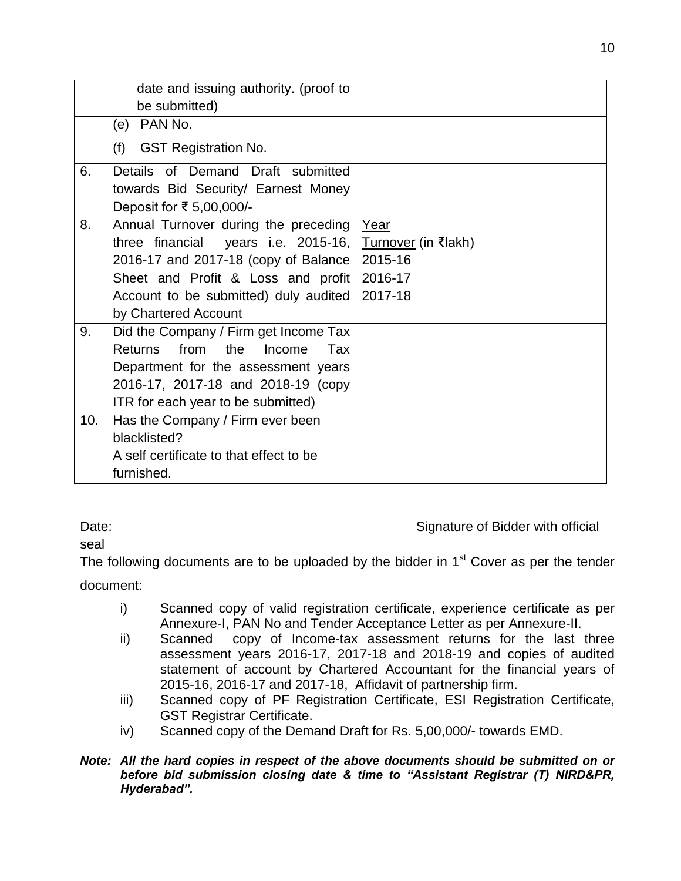| | | | |
|---|---|---|---|
| | date and issuing authority. (proof to be submitted) | | |
| | (e) PAN No. | | |
| | (f) GST Registration No. | | |
| 6. | Details of Demand Draft submitted towards Bid Security/ Earnest Money Deposit for ₹ 5,00,000/- | | |
| 8. | Annual Turnover during the preceding three financial years i.e. 2015-16, 2016-17 and 2017-18 (copy of Balance Sheet and Profit & Loss and profit Account to be submitted) duly audited by Chartered Account | Year Turnover (in ₹lakh)<br>2015-16<br>2016-17<br>2017-18 | |
| 9. | Did the Company / Firm get Income Tax Returns from the Income Tax Department for the assessment years 2016-17, 2017-18 and 2018-19 (copy ITR for each year to be submitted) | | |
| 10. | Has the Company / Firm ever been blacklisted?<br>A self certificate to that effect to be furnished. | | |

Date: Signature of Bidder with official seal

The following documents are to be uploaded by the bidder in 1st Cover as per the tender document:

i) Scanned copy of valid registration certificate, experience certificate as per Annexure-I, PAN No and Tender Acceptance Letter as per Annexure-II.

ii) Scanned copy of Income-tax assessment returns for the last three assessment years 2016-17, 2017-18 and 2018-19 and copies of audited statement of account by Chartered Accountant for the financial years of 2015-16, 2016-17 and 2017-18, Affidavit of partnership firm.

iii) Scanned copy of PF Registration Certificate, ESI Registration Certificate, GST Registrar Certificate.

iv) Scanned copy of the Demand Draft for Rs. 5,00,000/- towards EMD.

***Note: All the hard copies in respect of the above documents should be submitted on or before bid submission closing date & time to "Assistant Registrar (T) NIRD&PR, Hyderabad".***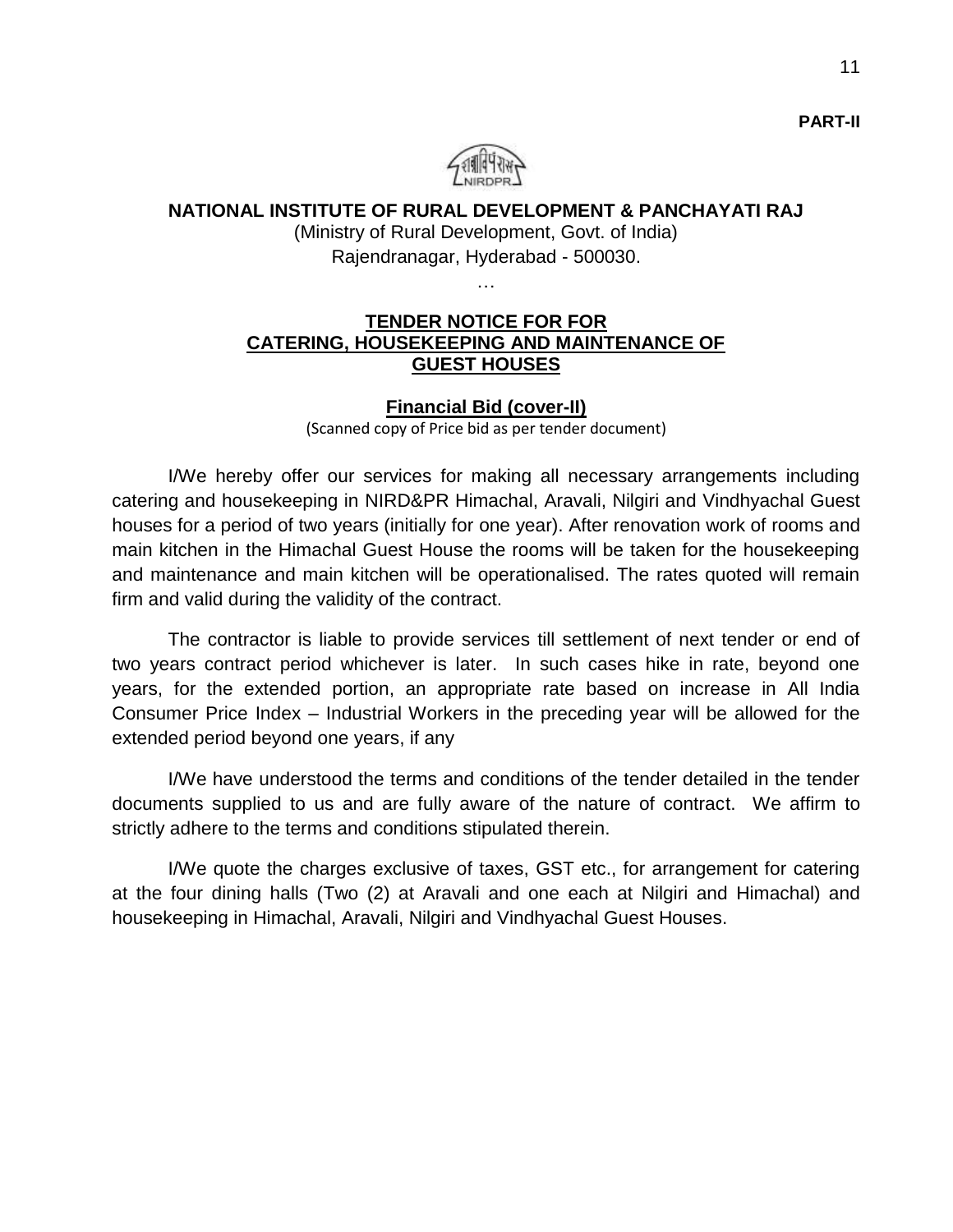**PART-II**

**NATIONAL INSTITUTE OF RURAL DEVELOPMENT & PANCHAYATI RAJ**

(Ministry of Rural Development, Govt. of India)

Rajendranagar, Hyderabad - 500030.

…

## TENDER NOTICE FOR FOR CATERING, HOUSEKEEPING AND MAINTENANCE OF GUEST HOUSES

### Financial Bid (cover-II)

(Scanned copy of Price bid as per tender document)

I/We hereby offer our services for making all necessary arrangements including catering and housekeeping in NIRD&PR Himachal, Aravali, Nilgiri and Vindhyachal Guest houses for a period of two years (initially for one year). After renovation work of rooms and main kitchen in the Himachal Guest House the rooms will be taken for the housekeeping and maintenance and main kitchen will be operationalised. The rates quoted will remain firm and valid during the validity of the contract.

The contractor is liable to provide services till settlement of next tender or end of two years contract period whichever is later. In such cases hike in rate, beyond one years, for the extended portion, an appropriate rate based on increase in All India Consumer Price Index – Industrial Workers in the preceding year will be allowed for the extended period beyond one years, if any

I/We have understood the terms and conditions of the tender detailed in the tender documents supplied to us and are fully aware of the nature of contract. We affirm to strictly adhere to the terms and conditions stipulated therein.

I/We quote the charges exclusive of taxes, GST etc., for arrangement for catering at the four dining halls (Two (2) at Aravali and one each at Nilgiri and Himachal) and housekeeping in Himachal, Aravali, Nilgiri and Vindhyachal Guest Houses.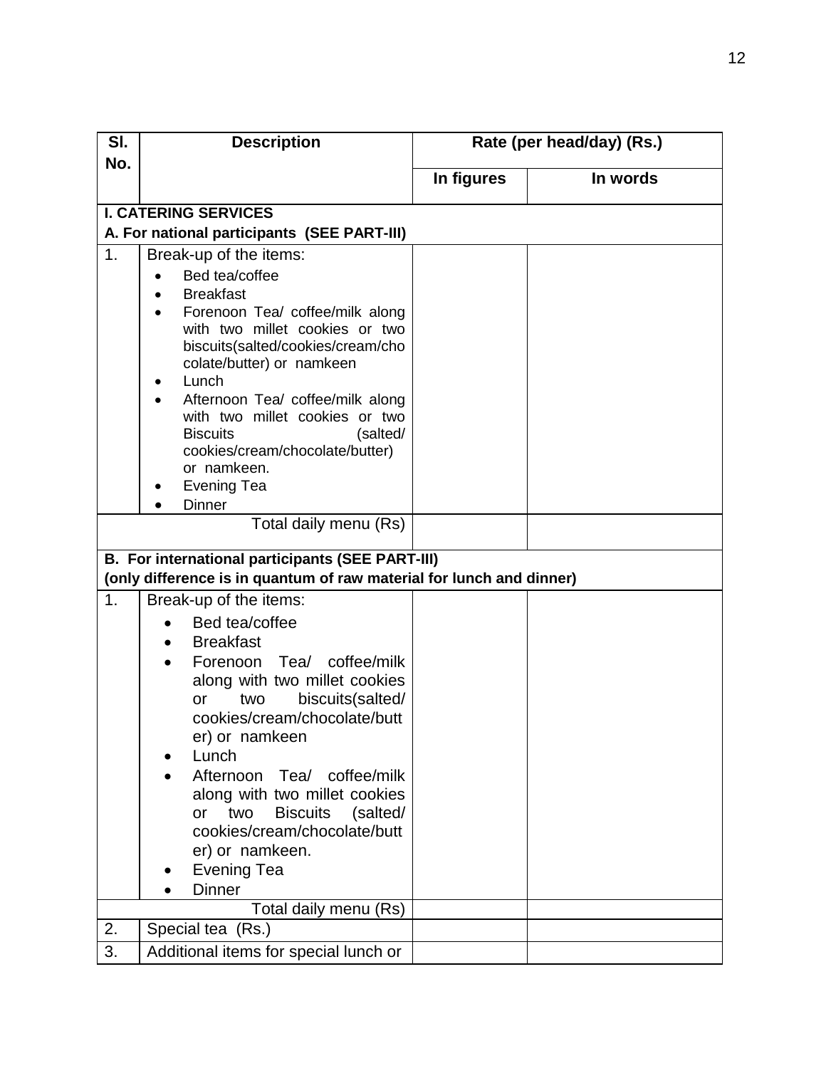| Sl. No. | Description | Rate (per head/day) (Rs.) | |
|---|---|---|---|
| | | In figures | In words |
| **I. CATERING SERVICES**<br>**A. For national participants (SEE PART-III)** | | | |
| 1. | Break-up of the items:<br>• Bed tea/coffee<br>• Breakfast<br>• Forenoon Tea/ coffee/milk along with two millet cookies or two biscuits(salted/cookies/cream/chocolate/butter) or namkeen<br>• Lunch<br>• Afternoon Tea/ coffee/milk along with two millet cookies or two Biscuits (salted/ cookies/cream/chocolate/butter) or namkeen.<br>• Evening Tea<br>• Dinner | | |
| | Total daily menu (Rs) | | |
| **B. For international participants (SEE PART-III)**<br>**(only difference is in quantum of raw material for lunch and dinner)** | | | |
| 1. | Break-up of the items:<br>• Bed tea/coffee<br>• Breakfast<br>• Forenoon Tea/ coffee/milk along with two millet cookies or two biscuits(salted/ cookies/cream/chocolate/butter) or namkeen<br>• Lunch<br>• Afternoon Tea/ coffee/milk along with two millet cookies or two Biscuits (salted/ cookies/cream/chocolate/butter) or namkeen.<br>• Evening Tea<br>• Dinner | | |
| | Total daily menu (Rs) | | |
| 2. | Special tea (Rs.) | | |
| 3. | Additional items for special lunch or | | |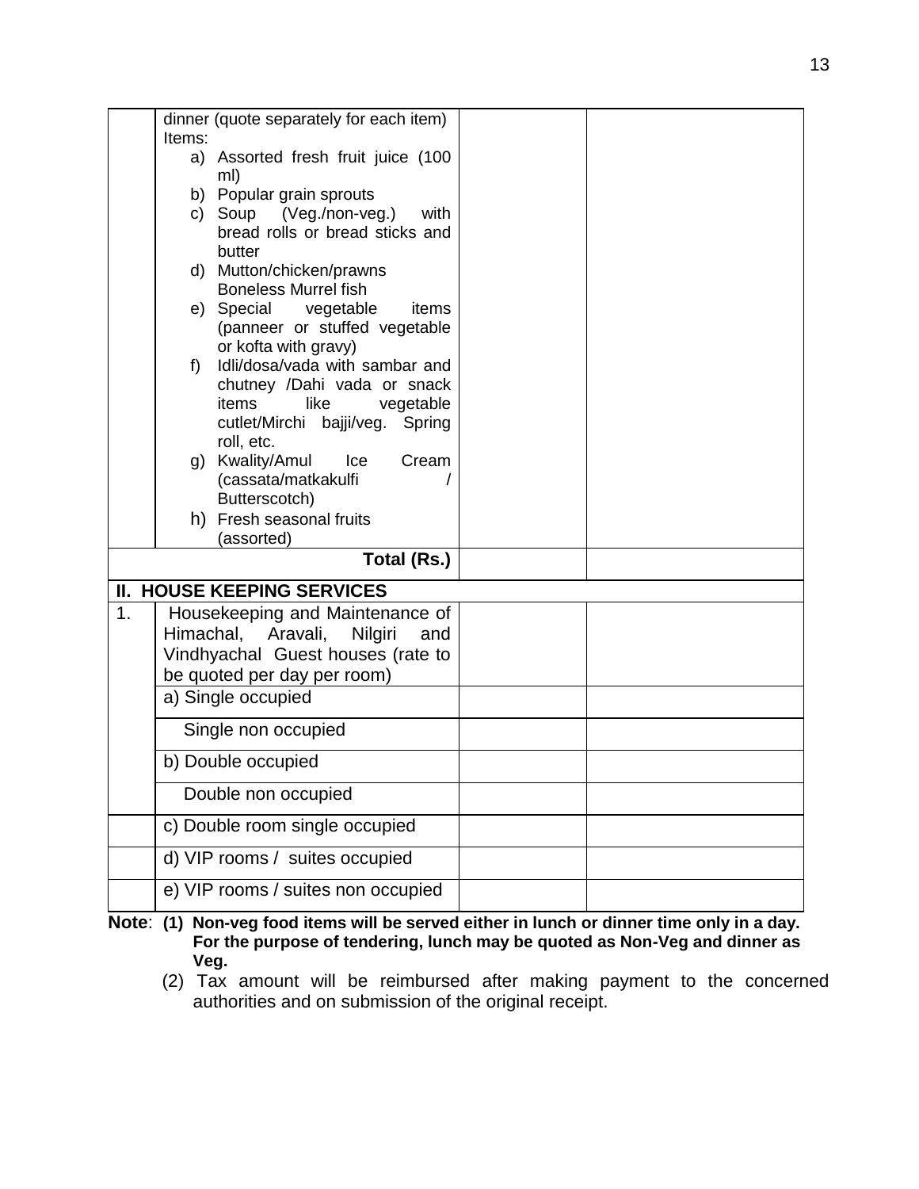| | | | |
|---|---|---|---|
| | dinner (quote separately for each item)<br>Items:<br>a) Assorted fresh fruit juice (100 ml)<br>b) Popular grain sprouts<br>c) Soup (Veg./non-veg.) with bread rolls or bread sticks and butter<br>d) Mutton/chicken/prawns Boneless Murrel fish<br>e) Special vegetable items (panneer or stuffed vegetable or kofta with gravy)<br>f) Idli/dosa/vada with sambar and chutney /Dahi vada or snack items like vegetable cutlet/Mirchi bajji/veg. Spring roll, etc.<br>g) Kwality/Amul Ice Cream (cassata/matkakulfi / Butterscotch)<br>h) Fresh seasonal fruits (assorted) | | |
| | **Total (Rs.)** | | |
| **II. HOUSE KEEPING SERVICES** | | | |
| 1. | Housekeeping and Maintenance of Himachal, Aravali, Nilgiri and Vindhyachal Guest houses (rate to be quoted per day per room) | | |
| | a) Single occupied | | |
| | Single non occupied | | |
| | b) Double occupied | | |
| | Double non occupied | | |
| | c) Double room single occupied | | |
| | d) VIP rooms / suites occupied | | |
| | e) VIP rooms / suites non occupied | | |

**Note**: **(1) Non-veg food items will be served either in lunch or dinner time only in a day. For the purpose of tendering, lunch may be quoted as Non-Veg and dinner as Veg.**

(2) Tax amount will be reimbursed after making payment to the concerned authorities and on submission of the original receipt.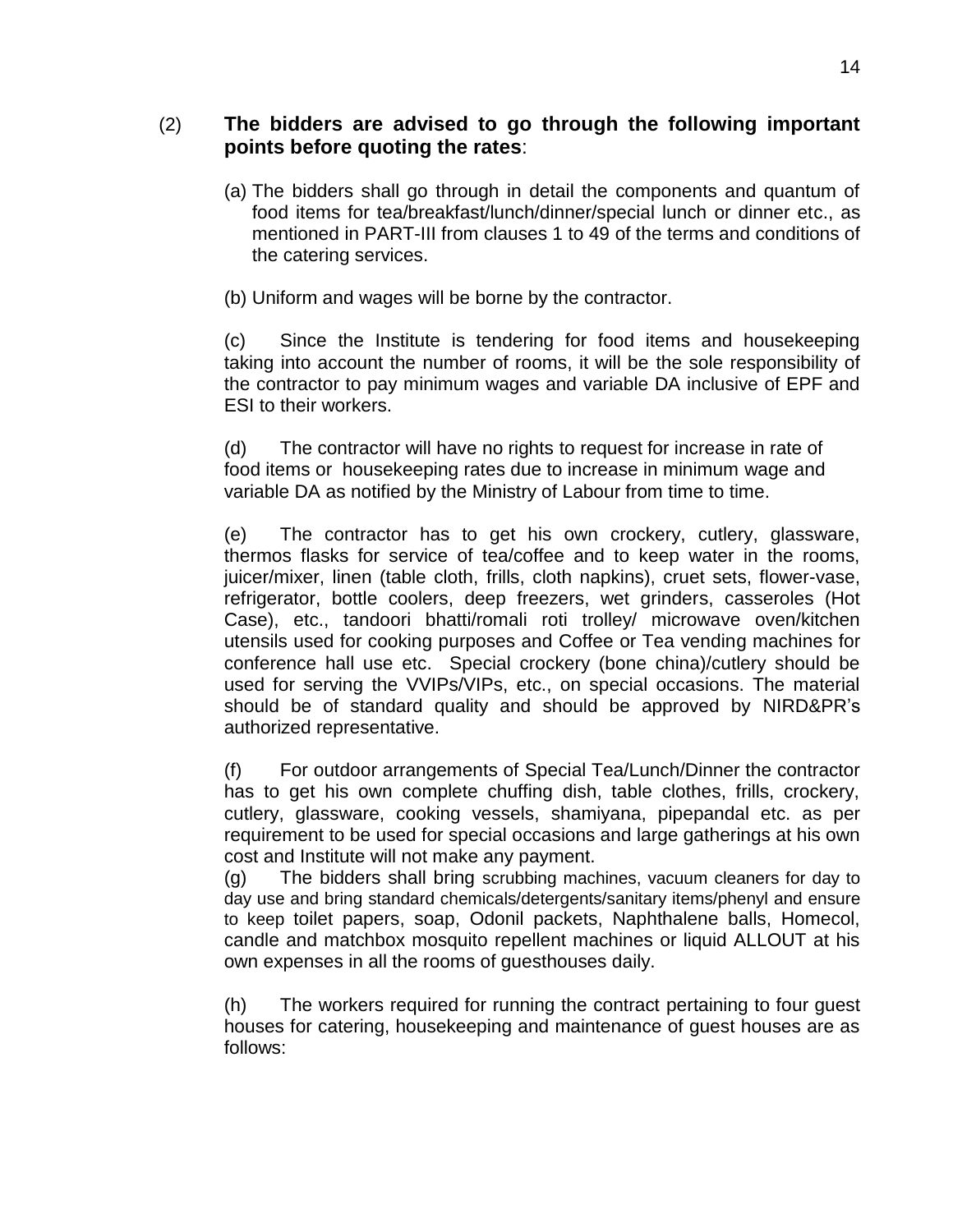(2) **The bidders are advised to go through the following important points before quoting the rates**:

(a) The bidders shall go through in detail the components and quantum of food items for tea/breakfast/lunch/dinner/special lunch or dinner etc., as mentioned in PART-III from clauses 1 to 49 of the terms and conditions of the catering services.

(b) Uniform and wages will be borne by the contractor.

(c) Since the Institute is tendering for food items and housekeeping taking into account the number of rooms, it will be the sole responsibility of the contractor to pay minimum wages and variable DA inclusive of EPF and ESI to their workers.

(d) The contractor will have no rights to request for increase in rate of food items or housekeeping rates due to increase in minimum wage and variable DA as notified by the Ministry of Labour from time to time.

(e) The contractor has to get his own crockery, cutlery, glassware, thermos flasks for service of tea/coffee and to keep water in the rooms, juicer/mixer, linen (table cloth, frills, cloth napkins), cruet sets, flower-vase, refrigerator, bottle coolers, deep freezers, wet grinders, casseroles (Hot Case), etc., tandoori bhatti/romali roti trolley/ microwave oven/kitchen utensils used for cooking purposes and Coffee or Tea vending machines for conference hall use etc. Special crockery (bone china)/cutlery should be used for serving the VVIPs/VIPs, etc., on special occasions. The material should be of standard quality and should be approved by NIRD&PR's authorized representative.

(f) For outdoor arrangements of Special Tea/Lunch/Dinner the contractor has to get his own complete chuffing dish, table clothes, frills, crockery, cutlery, glassware, cooking vessels, shamiyana, pipepandal etc. as per requirement to be used for special occasions and large gatherings at his own cost and Institute will not make any payment.

(g) The bidders shall bring scrubbing machines, vacuum cleaners for day to day use and bring standard chemicals/detergents/sanitary items/phenyl and ensure to keep toilet papers, soap, Odonil packets, Naphthalene balls, Homecol, candle and matchbox mosquito repellent machines or liquid ALLOUT at his own expenses in all the rooms of guesthouses daily.

(h) The workers required for running the contract pertaining to four guest houses for catering, housekeeping and maintenance of guest houses are as follows: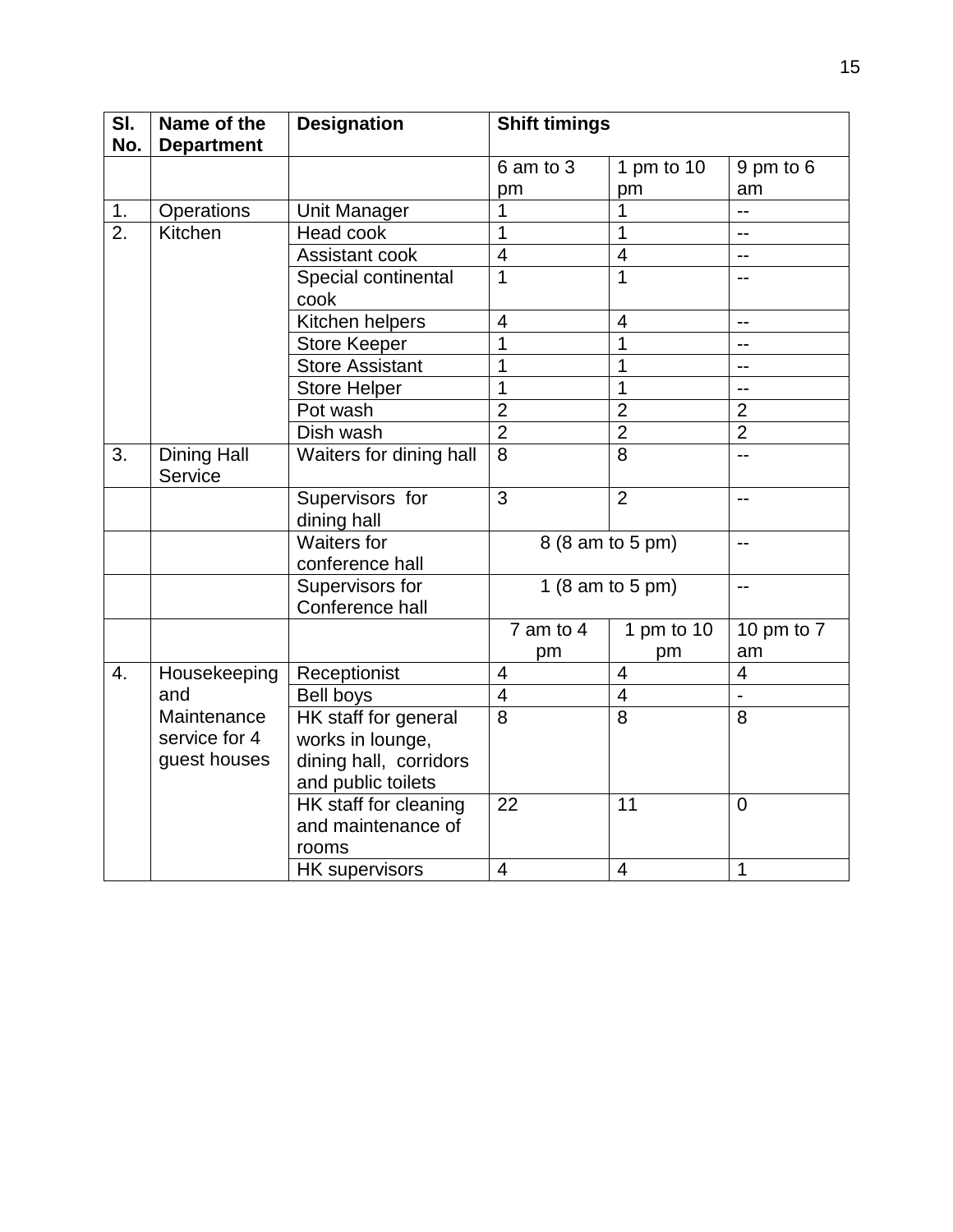| Sl. No. | Name of the Department | Designation | Shift timings | | |
|---|---|---|---|---|---|
| | | | 6 am to 3 pm | 1 pm to 10 pm | 9 pm to 6 am |
| 1. | Operations | Unit Manager | 1 | 1 | -- |
| 2. | Kitchen | Head cook | 1 | 1 | -- |
| | | Assistant cook | 4 | 4 | -- |
| | | Special continental cook | 1 | 1 | -- |
| | | Kitchen helpers | 4 | 4 | -- |
| | | Store Keeper | 1 | 1 | -- |
| | | Store Assistant | 1 | 1 | -- |
| | | Store Helper | 1 | 1 | -- |
| | | Pot wash | 2 | 2 | 2 |
| | | Dish wash | 2 | 2 | 2 |
| 3. | Dining Hall Service | Waiters for dining hall | 8 | 8 | -- |
| | | Supervisors for dining hall | 3 | 2 | -- |
| | | Waiters for conference hall | 8 (8 am to 5 pm) | | -- |
| | | Supervisors for Conference hall | 1 (8 am to 5 pm) | | -- |
| | | | 7 am to 4 pm | 1 pm to 10 pm | 10 pm to 7 am |
| 4. | Housekeeping and Maintenance service for 4 guest houses | Receptionist | 4 | 4 | 4 |
| | | Bell boys | 4 | 4 | - |
| | | HK staff for general works in lounge, dining hall, corridors and public toilets | 8 | 8 | 8 |
| | | HK staff for cleaning and maintenance of rooms | 22 | 11 | 0 |
| | | HK supervisors | 4 | 4 | 1 |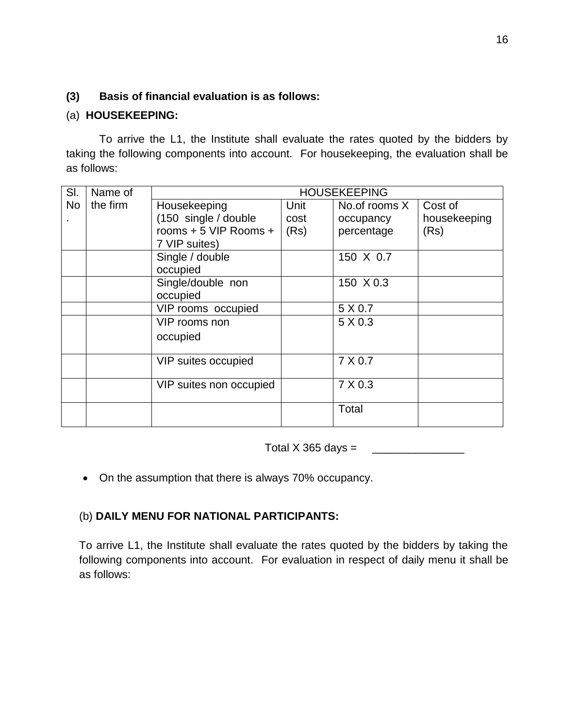**(3) Basis of financial evaluation is as follows:**

(a) **HOUSEKEEPING:**

To arrive the L1, the Institute shall evaluate the rates quoted by the bidders by taking the following components into account. For housekeeping, the evaluation shall be as follows:

| Sl. No. | Name of the firm | HOUSEKEEPING | | | |
|---|---|---|---|---|---|
| | | Housekeeping (150 single / double rooms + 5 VIP Rooms + 7 VIP suites) | Unit cost (Rs) | No.of rooms X occupancy percentage | Cost of housekeeping (Rs) |
| | | Single / double occupied | | 150 X 0.7 | |
| | | Single/double non occupied | | 150 X 0.3 | |
| | | VIP rooms occupied | | 5 X 0.7 | |
| | | VIP rooms non occupied | | 5 X 0.3 | |
| | | VIP suites occupied | | 7 X 0.7 | |
| | | VIP suites non occupied | | 7 X 0.3 | |
| | | | | Total | |

Total X 365 days = _______________

- On the assumption that there is always 70% occupancy.

(b) **DAILY MENU FOR NATIONAL PARTICIPANTS:**

To arrive L1, the Institute shall evaluate the rates quoted by the bidders by taking the following components into account. For evaluation in respect of daily menu it shall be as follows: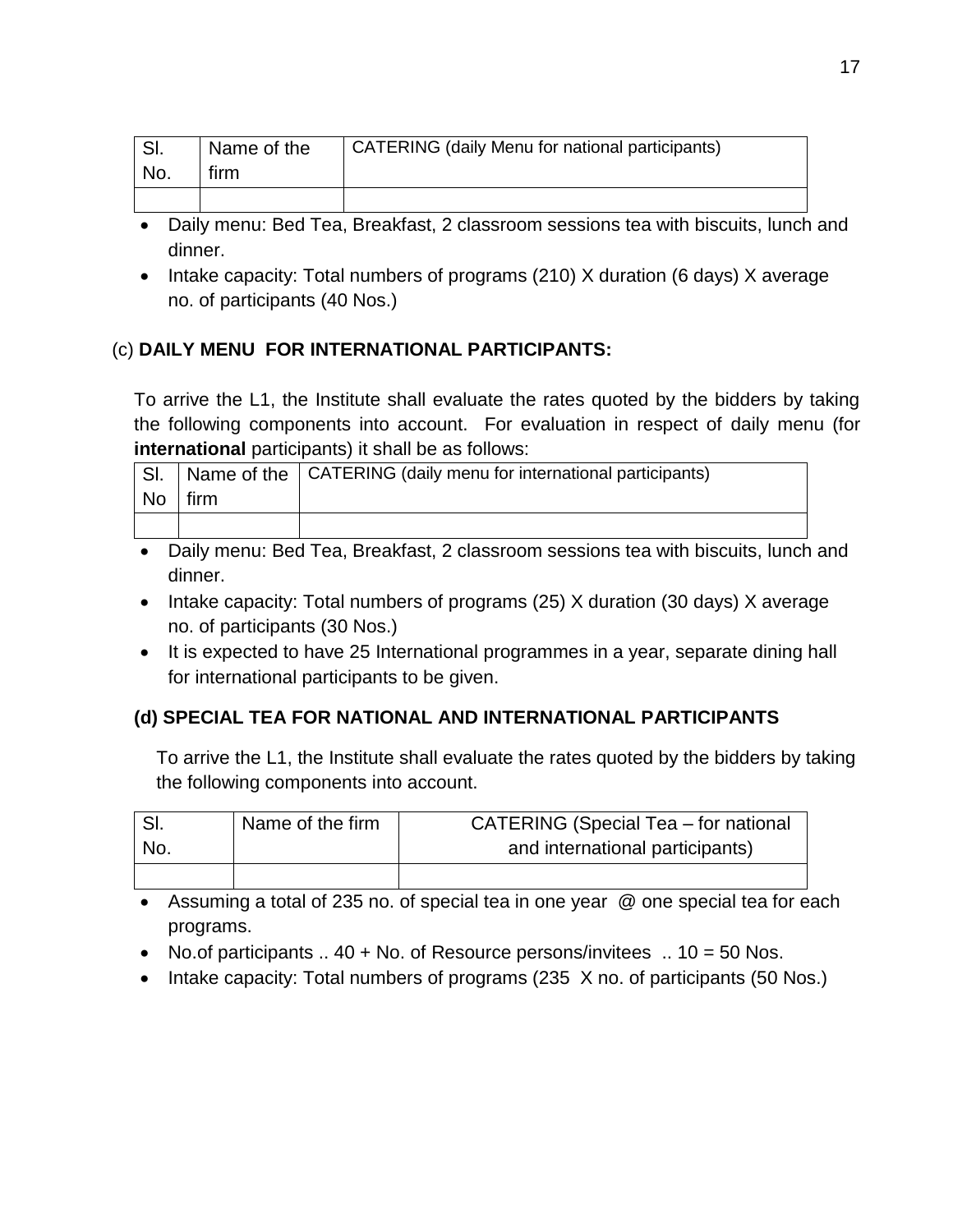| Sl. No. | Name of the firm | CATERING (daily Menu for national participants) |
|---|---|---|
| | | |

- Daily menu: Bed Tea, Breakfast, 2 classroom sessions tea with biscuits, lunch and dinner.
- Intake capacity: Total numbers of programs (210) X duration (6 days) X average no. of participants (40 Nos.)

(c) **DAILY MENU FOR INTERNATIONAL PARTICIPANTS:**

To arrive the L1, the Institute shall evaluate the rates quoted by the bidders by taking the following components into account. For evaluation in respect of daily menu (for **international** participants) it shall be as follows:

| Sl. No | Name of the firm | CATERING (daily menu for international participants) |
|---|---|---|
| | | |

- Daily menu: Bed Tea, Breakfast, 2 classroom sessions tea with biscuits, lunch and dinner.
- Intake capacity: Total numbers of programs (25) X duration (30 days) X average no. of participants (30 Nos.)
- It is expected to have 25 International programmes in a year, separate dining hall for international participants to be given.

**(d) SPECIAL TEA FOR NATIONAL AND INTERNATIONAL PARTICIPANTS**

To arrive the L1, the Institute shall evaluate the rates quoted by the bidders by taking the following components into account.

| Sl. No. | Name of the firm | CATERING (Special Tea – for national and international participants) |
|---|---|---|
| | | |

- Assuming a total of 235 no. of special tea in one year @ one special tea for each programs.
- No.of participants .. 40 + No. of Resource persons/invitees .. 10 = 50 Nos.
- Intake capacity: Total numbers of programs (235 X no. of participants (50 Nos.)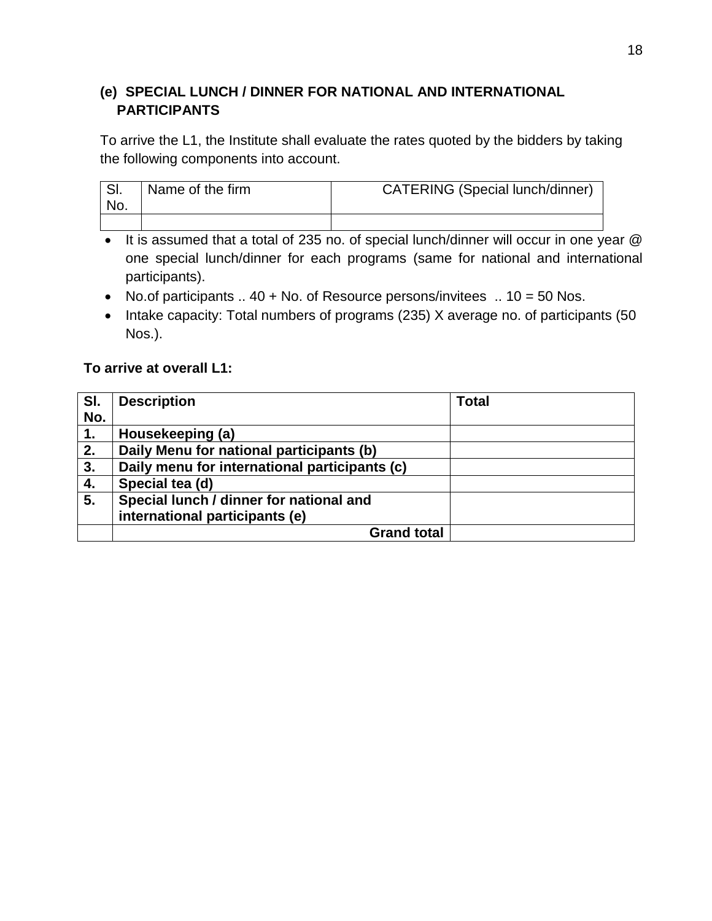### (e) SPECIAL LUNCH / DINNER FOR NATIONAL AND INTERNATIONAL PARTICIPANTS

To arrive the L1, the Institute shall evaluate the rates quoted by the bidders by taking the following components into account.

| Sl. No. | Name of the firm | CATERING (Special lunch/dinner) |
|---|---|---|
| | | |

- It is assumed that a total of 235 no. of special lunch/dinner will occur in one year @ one special lunch/dinner for each programs (same for national and international participants).
- No.of participants .. 40 + No. of Resource persons/invitees .. 10 = 50 Nos.
- Intake capacity: Total numbers of programs (235) X average no. of participants (50 Nos.).

**To arrive at overall L1:**

| **Sl. No.** | **Description** | **Total** |
|---|---|---|
| **1.** | **Housekeeping (a)** | |
| **2.** | **Daily Menu for national participants (b)** | |
| **3.** | **Daily menu for international participants (c)** | |
| **4.** | **Special tea (d)** | |
| **5.** | **Special lunch / dinner for national and international participants (e)** | |
| | **Grand total** | |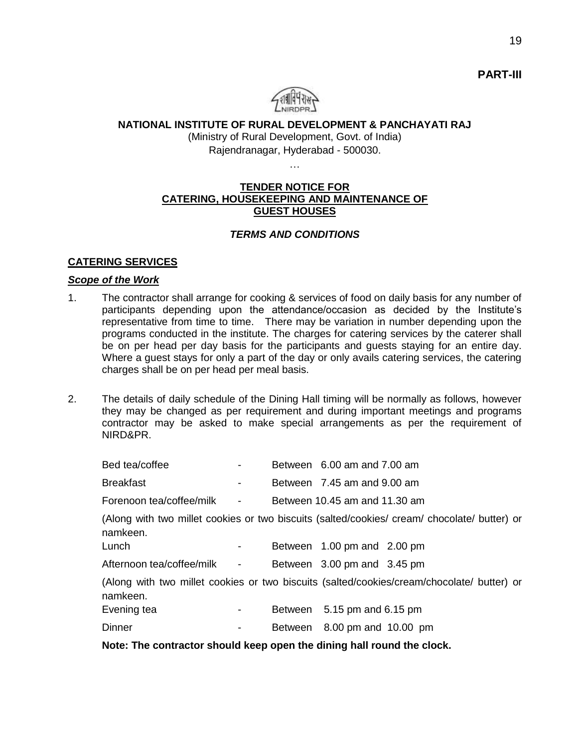**PART-III**

**NATIONAL INSTITUTE OF RURAL DEVELOPMENT & PANCHAYATI RAJ**

(Ministry of Rural Development, Govt. of India)

Rajendranagar, Hyderabad - 500030.

…

**TENDER NOTICE FOR**
**CATERING, HOUSEKEEPING AND MAINTENANCE OF**
**GUEST HOUSES**

***TERMS AND CONDITIONS***

## CATERING SERVICES

***Scope of the Work***

1. The contractor shall arrange for cooking & services of food on daily basis for any number of participants depending upon the attendance/occasion as decided by the Institute's representative from time to time. There may be variation in number depending upon the programs conducted in the institute. The charges for catering services by the caterer shall be on per head per day basis for the participants and guests staying for an entire day. Where a guest stays for only a part of the day or only avails catering services, the catering charges shall be on per head per meal basis.

2. The details of daily schedule of the Dining Hall timing will be normally as follows, however they may be changed as per requirement and during important meetings and programs contractor may be asked to make special arrangements as per the requirement of NIRD&PR.

   Bed tea/coffee - Between 6.00 am and 7.00 am

   Breakfast - Between 7.45 am and 9.00 am

   Forenoon tea/coffee/milk - Between 10.45 am and 11.30 am

   (Along with two millet cookies or two biscuits (salted/cookies/ cream/ chocolate/ butter) or namkeen.

   Lunch - Between 1.00 pm and 2.00 pm

   Afternoon tea/coffee/milk - Between 3.00 pm and 3.45 pm

   (Along with two millet cookies or two biscuits (salted/cookies/cream/chocolate/ butter) or namkeen.

   Evening tea - Between 5.15 pm and 6.15 pm

   Dinner - Between 8.00 pm and 10.00 pm

   **Note: The contractor should keep open the dining hall round the clock.**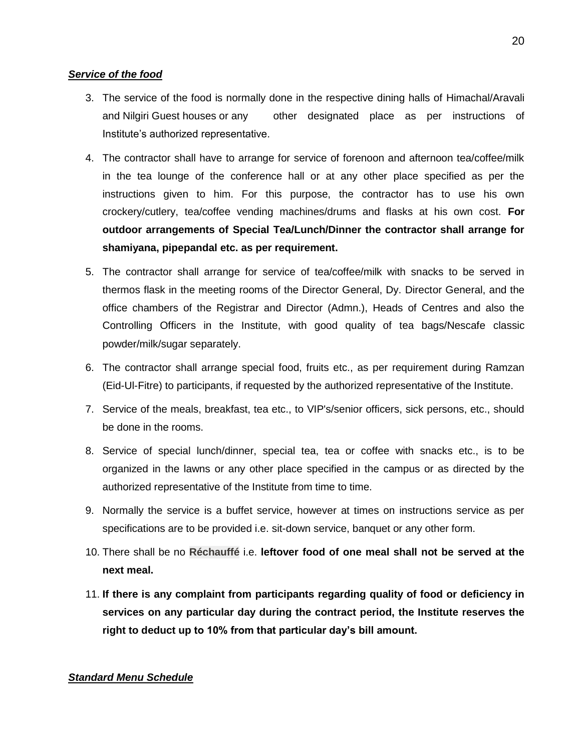***Service of the food***

3. The service of the food is normally done in the respective dining halls of Himachal/Aravali and Nilgiri Guest houses or any other designated place as per instructions of Institute's authorized representative.

4. The contractor shall have to arrange for service of forenoon and afternoon tea/coffee/milk in the tea lounge of the conference hall or at any other place specified as per the instructions given to him. For this purpose, the contractor has to use his own crockery/cutlery, tea/coffee vending machines/drums and flasks at his own cost. **For outdoor arrangements of Special Tea/Lunch/Dinner the contractor shall arrange for shamiyana, pipepandal etc. as per requirement.**

5. The contractor shall arrange for service of tea/coffee/milk with snacks to be served in thermos flask in the meeting rooms of the Director General, Dy. Director General, and the office chambers of the Registrar and Director (Admn.), Heads of Centres and also the Controlling Officers in the Institute, with good quality of tea bags/Nescafe classic powder/milk/sugar separately.

6. The contractor shall arrange special food, fruits etc., as per requirement during Ramzan (Eid-Ul-Fitre) to participants, if requested by the authorized representative of the Institute.

7. Service of the meals, breakfast, tea etc., to VIP's/senior officers, sick persons, etc., should be done in the rooms.

8. Service of special lunch/dinner, special tea, tea or coffee with snacks etc., is to be organized in the lawns or any other place specified in the campus or as directed by the authorized representative of the Institute from time to time.

9. Normally the service is a buffet service, however at times on instructions service as per specifications are to be provided i.e. sit-down service, banquet or any other form.

10. There shall be no **Réchauffé** i.e. **leftover food of one meal shall not be served at the next meal.**

11. **If there is any complaint from participants regarding quality of food or deficiency in services on any particular day during the contract period, the Institute reserves the right to deduct up to 10% from that particular day's bill amount.**

***Standard Menu Schedule***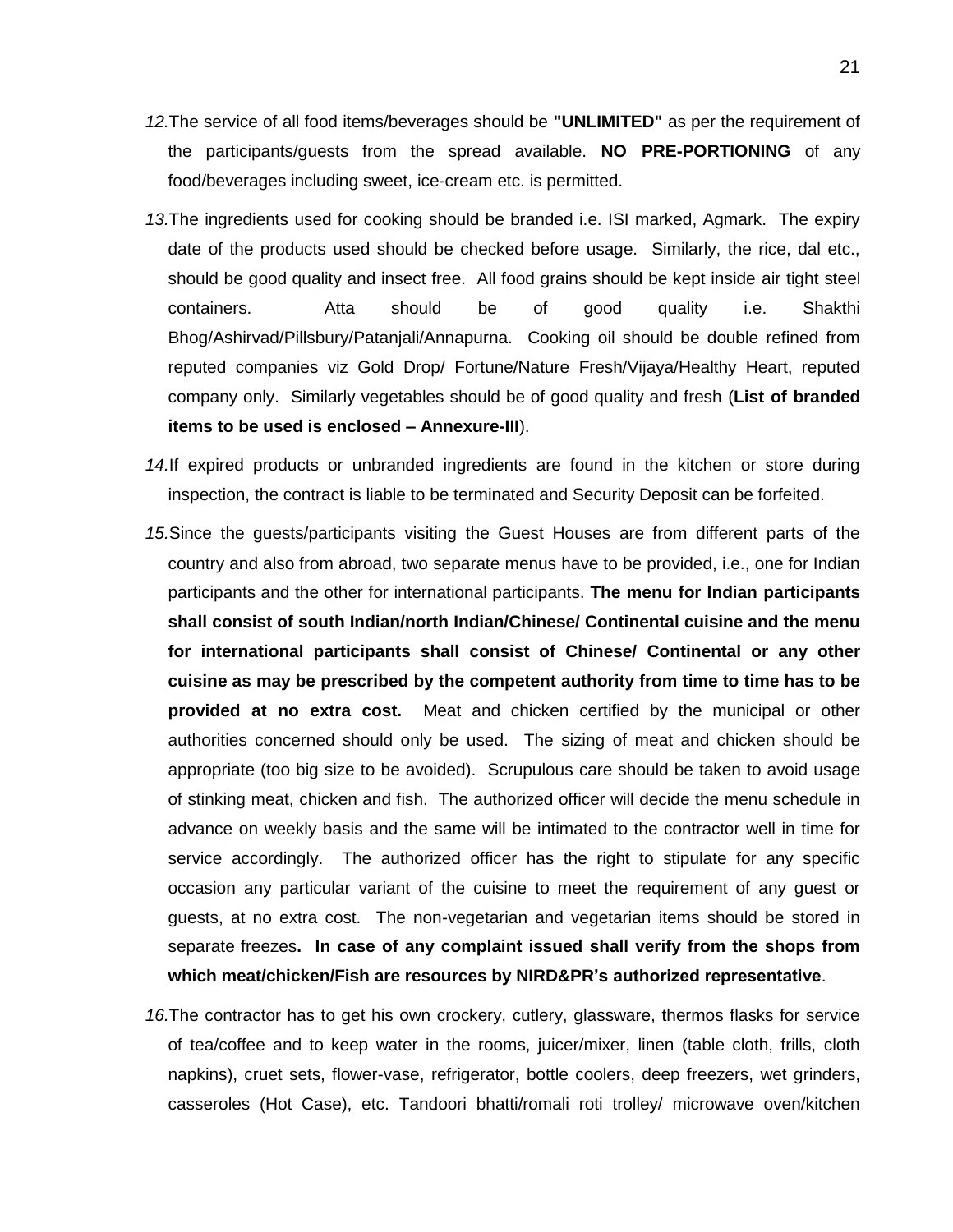*12.*The service of all food items/beverages should be **"UNLIMITED"** as per the requirement of the participants/guests from the spread available. **NO PRE-PORTIONING** of any food/beverages including sweet, ice-cream etc. is permitted.

*13.*The ingredients used for cooking should be branded i.e. ISI marked, Agmark. The expiry date of the products used should be checked before usage. Similarly, the rice, dal etc., should be good quality and insect free. All food grains should be kept inside air tight steel containers. Atta should be of good quality i.e. Shakthi Bhog/Ashirvad/Pillsbury/Patanjali/Annapurna. Cooking oil should be double refined from reputed companies viz Gold Drop/ Fortune/Nature Fresh/Vijaya/Healthy Heart, reputed company only. Similarly vegetables should be of good quality and fresh (**List of branded items to be used is enclosed – Annexure-III**).

*14.*If expired products or unbranded ingredients are found in the kitchen or store during inspection, the contract is liable to be terminated and Security Deposit can be forfeited.

*15.*Since the guests/participants visiting the Guest Houses are from different parts of the country and also from abroad, two separate menus have to be provided, i.e., one for Indian participants and the other for international participants. **The menu for Indian participants shall consist of south Indian/north Indian/Chinese/ Continental cuisine and the menu for international participants shall consist of Chinese/ Continental or any other cuisine as may be prescribed by the competent authority from time to time has to be provided at no extra cost.** Meat and chicken certified by the municipal or other authorities concerned should only be used. The sizing of meat and chicken should be appropriate (too big size to be avoided). Scrupulous care should be taken to avoid usage of stinking meat, chicken and fish. The authorized officer will decide the menu schedule in advance on weekly basis and the same will be intimated to the contractor well in time for service accordingly. The authorized officer has the right to stipulate for any specific occasion any particular variant of the cuisine to meet the requirement of any guest or guests, at no extra cost. The non-vegetarian and vegetarian items should be stored in separate freezes**. In case of any complaint issued shall verify from the shops from which meat/chicken/Fish are resources by NIRD&PR's authorized representative**.

*16.*The contractor has to get his own crockery, cutlery, glassware, thermos flasks for service of tea/coffee and to keep water in the rooms, juicer/mixer, linen (table cloth, frills, cloth napkins), cruet sets, flower-vase, refrigerator, bottle coolers, deep freezers, wet grinders, casseroles (Hot Case), etc. Tandoori bhatti/romali roti trolley/ microwave oven/kitchen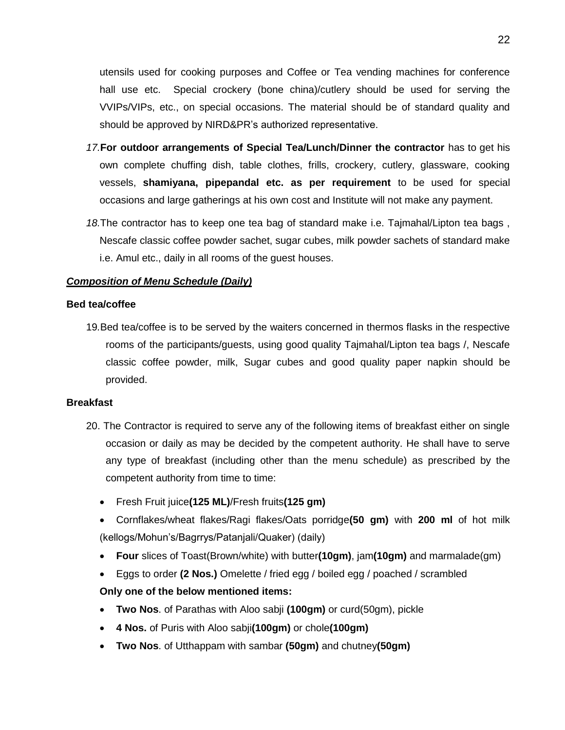utensils used for cooking purposes and Coffee or Tea vending machines for conference hall use etc. Special crockery (bone china)/cutlery should be used for serving the VVIPs/VIPs, etc., on special occasions. The material should be of standard quality and should be approved by NIRD&PR's authorized representative.

*17.* **For outdoor arrangements of Special Tea/Lunch/Dinner the contractor** has to get his own complete chuffing dish, table clothes, frills, crockery, cutlery, glassware, cooking vessels, **shamiyana, pipepandal etc. as per requirement** to be used for special occasions and large gatherings at his own cost and Institute will not make any payment.

*18.* The contractor has to keep one tea bag of standard make i.e. Tajmahal/Lipton tea bags , Nescafe classic coffee powder sachet, sugar cubes, milk powder sachets of standard make i.e. Amul etc., daily in all rooms of the guest houses.

***Composition of Menu Schedule (Daily)***

**Bed tea/coffee**

19. Bed tea/coffee is to be served by the waiters concerned in thermos flasks in the respective rooms of the participants/guests, using good quality Tajmahal/Lipton tea bags /, Nescafe classic coffee powder, milk, Sugar cubes and good quality paper napkin should be provided.

**Breakfast**

20. The Contractor is required to serve any of the following items of breakfast either on single occasion or daily as may be decided by the competent authority. He shall have to serve any type of breakfast (including other than the menu schedule) as prescribed by the competent authority from time to time:

- Fresh Fruit juice**(125 ML)**/Fresh fruits**(125 gm)**
- Cornflakes/wheat flakes/Ragi flakes/Oats porridge**(50 gm)** with **200 ml** of hot milk (kellogs/Mohun's/Bagrrys/Patanjali/Quaker) (daily)
- **Four** slices of Toast(Brown/white) with butter**(10gm)**, jam**(10gm)** and marmalade(gm)
- Eggs to order **(2 Nos.)** Omelette / fried egg / boiled egg / poached / scrambled

**Only one of the below mentioned items:**

- **Two Nos**. of Parathas with Aloo sabji **(100gm)** or curd(50gm), pickle
- **4 Nos.** of Puris with Aloo sabji**(100gm)** or chole**(100gm)**
- **Two Nos**. of Utthappam with sambar **(50gm)** and chutney**(50gm)**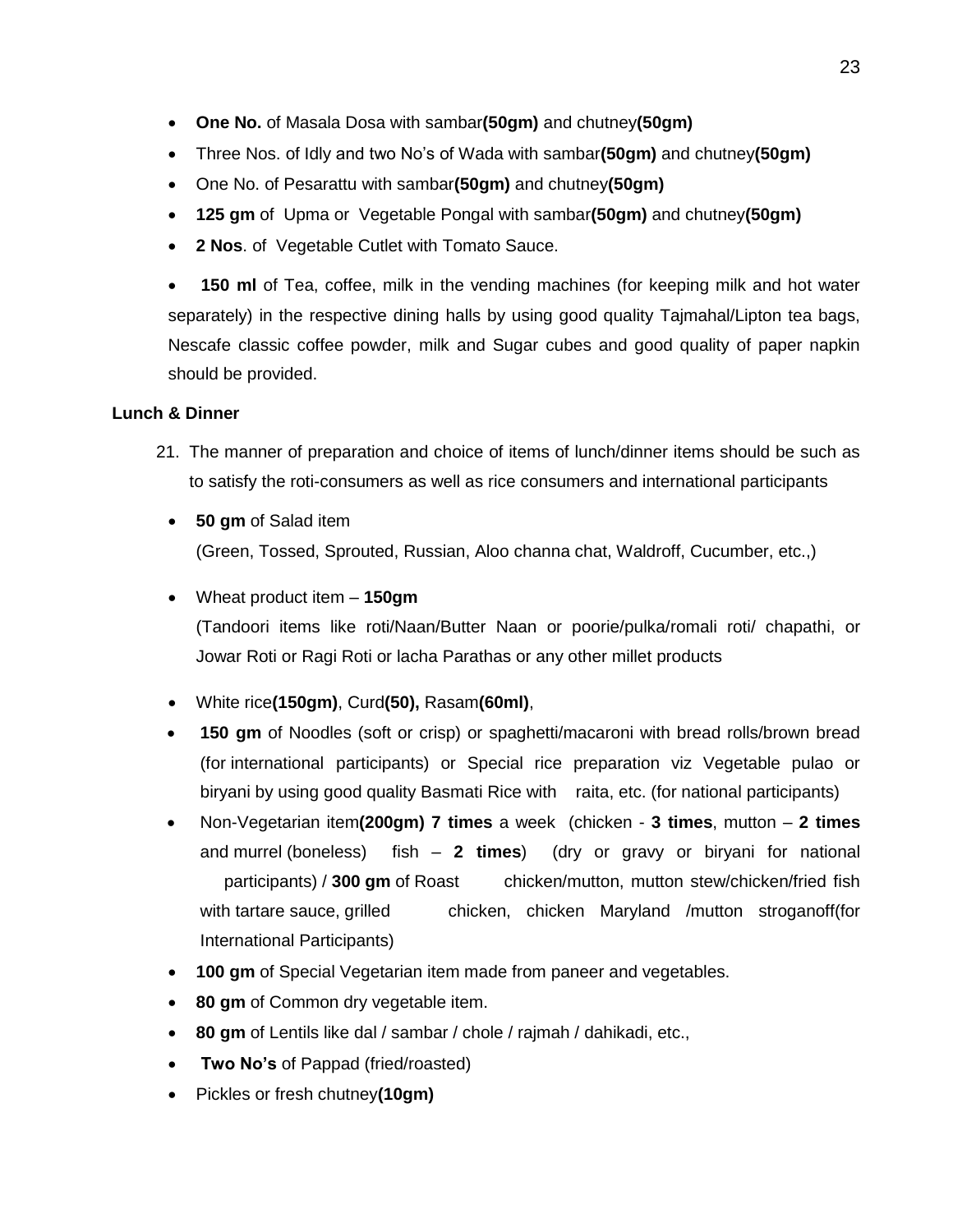- **One No.** of Masala Dosa with sambar**(50gm)** and chutney**(50gm)**
- Three Nos. of Idly and two No's of Wada with sambar**(50gm)** and chutney**(50gm)**
- One No. of Pesarattu with sambar**(50gm)** and chutney**(50gm)**
- **125 gm** of Upma or Vegetable Pongal with sambar**(50gm)** and chutney**(50gm)**
- **2 Nos**. of Vegetable Cutlet with Tomato Sauce.
- **150 ml** of Tea, coffee, milk in the vending machines (for keeping milk and hot water separately) in the respective dining halls by using good quality Tajmahal/Lipton tea bags, Nescafe classic coffee powder, milk and Sugar cubes and good quality of paper napkin should be provided.

**Lunch & Dinner**

21. The manner of preparation and choice of items of lunch/dinner items should be such as to satisfy the roti-consumers as well as rice consumers and international participants

- **50 gm** of Salad item
  (Green, Tossed, Sprouted, Russian, Aloo channa chat, Waldroff, Cucumber, etc.,)
- Wheat product item – **150gm**
  (Tandoori items like roti/Naan/Butter Naan or poorie/pulka/romali roti/ chapathi, or Jowar Roti or Ragi Roti or lacha Parathas or any other millet products
- White rice**(150gm)**, Curd**(50),** Rasam**(60ml)**,
- **150 gm** of Noodles (soft or crisp) or spaghetti/macaroni with bread rolls/brown bread (for international participants) or Special rice preparation viz Vegetable pulao or biryani by using good quality Basmati Rice with raita, etc. (for national participants)
- Non-Vegetarian item**(200gm) 7 times** a week (chicken - **3 times**, mutton – **2 times** and murrel (boneless) fish – **2 times**) (dry or gravy or biryani for national participants) / **300 gm** of Roast chicken/mutton, mutton stew/chicken/fried fish with tartare sauce, grilled chicken, chicken Maryland /mutton stroganoff(for International Participants)
- **100 gm** of Special Vegetarian item made from paneer and vegetables.
- **80 gm** of Common dry vegetable item.
- **80 gm** of Lentils like dal / sambar / chole / rajmah / dahikadi, etc.,
- **Two No's** of Pappad (fried/roasted)
- Pickles or fresh chutney**(10gm)**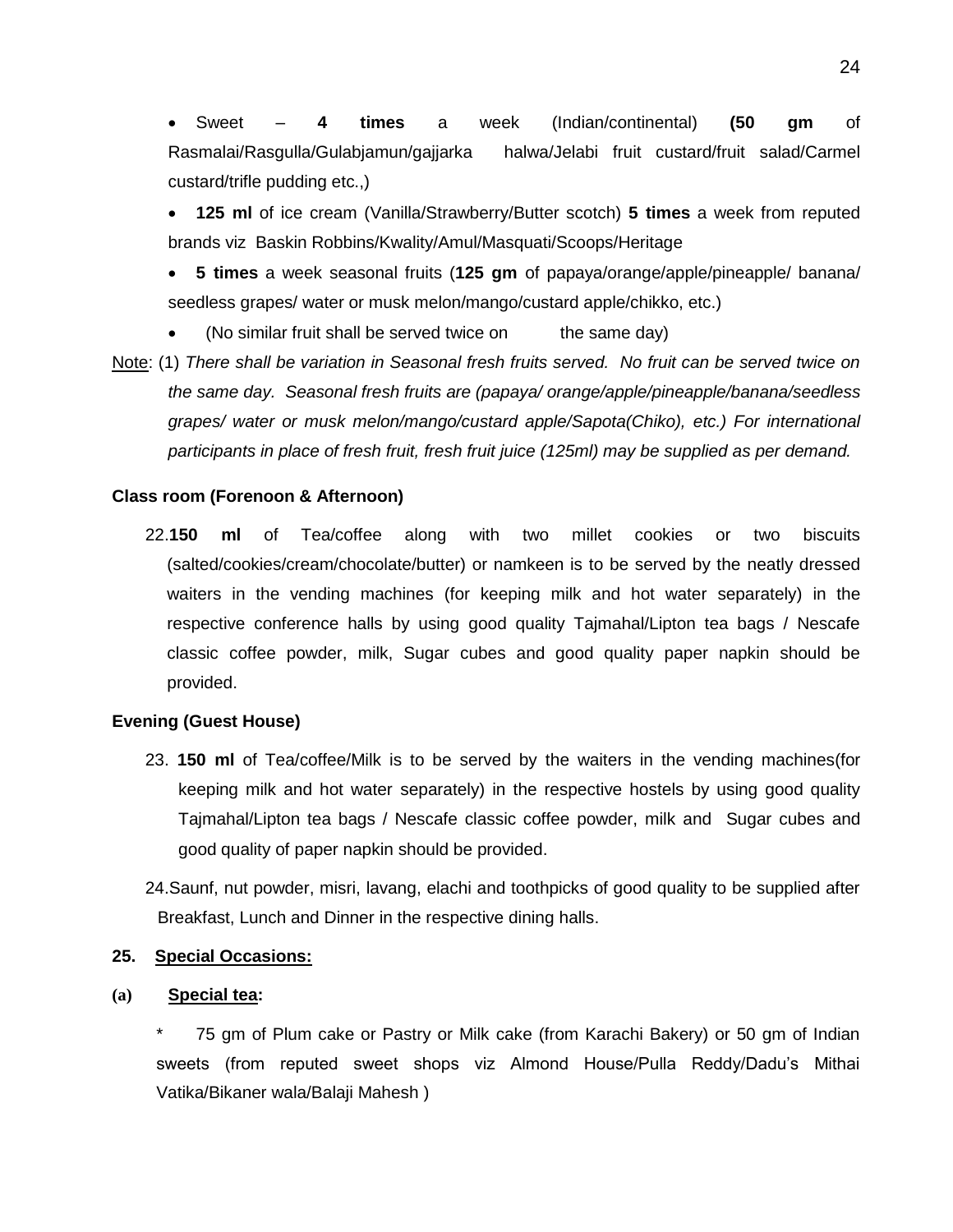- Sweet – **4 times** a week (Indian/continental) **(50 gm** of Rasmalai/Rasgulla/Gulabjamun/gajjarka halwa/Jelabi fruit custard/fruit salad/Carmel custard/trifle pudding etc.,)
- **125 ml** of ice cream (Vanilla/Strawberry/Butter scotch) **5 times** a week from reputed brands viz Baskin Robbins/Kwality/Amul/Masquati/Scoops/Heritage
- **5 times** a week seasonal fruits (**125 gm** of papaya/orange/apple/pineapple/ banana/ seedless grapes/ water or musk melon/mango/custard apple/chikko, etc.)
- (No similar fruit shall be served twice on the same day)

Note: (1) *There shall be variation in Seasonal fresh fruits served. No fruit can be served twice on the same day. Seasonal fresh fruits are (papaya/ orange/apple/pineapple/banana/seedless grapes/ water or musk melon/mango/custard apple/Sapota(Chiko), etc.) For international participants in place of fresh fruit, fresh fruit juice (125ml) may be supplied as per demand.*

**Class room (Forenoon & Afternoon)**

22. **150 ml** of Tea/coffee along with two millet cookies or two biscuits (salted/cookies/cream/chocolate/butter) or namkeen is to be served by the neatly dressed waiters in the vending machines (for keeping milk and hot water separately) in the respective conference halls by using good quality Tajmahal/Lipton tea bags / Nescafe classic coffee powder, milk, Sugar cubes and good quality paper napkin should be provided.

**Evening (Guest House)**

23. **150 ml** of Tea/coffee/Milk is to be served by the waiters in the vending machines(for keeping milk and hot water separately) in the respective hostels by using good quality Tajmahal/Lipton tea bags / Nescafe classic coffee powder, milk and Sugar cubes and good quality of paper napkin should be provided.

24. Saunf, nut powder, misri, lavang, elachi and toothpicks of good quality to be supplied after Breakfast, Lunch and Dinner in the respective dining halls.

**25. <u>Special Occasions:</u>**

**(a) <u>Special tea</u>:**

* 75 gm of Plum cake or Pastry or Milk cake (from Karachi Bakery) or 50 gm of Indian sweets (from reputed sweet shops viz Almond House/Pulla Reddy/Dadu's Mithai Vatika/Bikaner wala/Balaji Mahesh )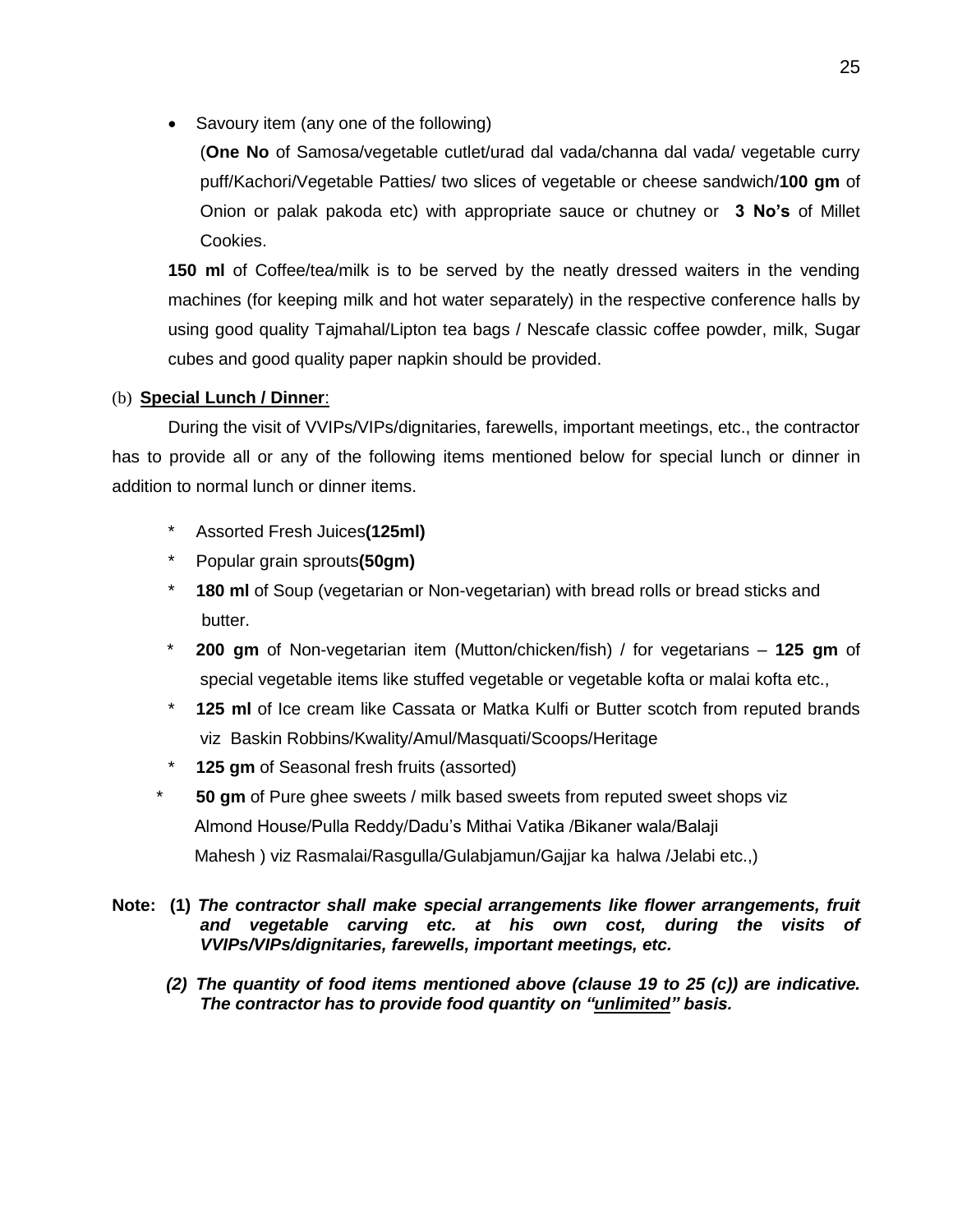- Savoury item (any one of the following)

  (**One No** of Samosa/vegetable cutlet/urad dal vada/channa dal vada/ vegetable curry puff/Kachori/Vegetable Patties/ two slices of vegetable or cheese sandwich/**100 gm** of Onion or palak pakoda etc) with appropriate sauce or chutney or **3 No's** of Millet Cookies.

**150 ml** of Coffee/tea/milk is to be served by the neatly dressed waiters in the vending machines (for keeping milk and hot water separately) in the respective conference halls by using good quality Tajmahal/Lipton tea bags / Nescafe classic coffee powder, milk, Sugar cubes and good quality paper napkin should be provided.

(b) **<u>Special Lunch / Dinner</u>**:

During the visit of VVIPs/VIPs/dignitaries, farewells, important meetings, etc., the contractor has to provide all or any of the following items mentioned below for special lunch or dinner in addition to normal lunch or dinner items.

- Assorted Fresh Juices**(125ml)**
- Popular grain sprouts**(50gm)**
- **180 ml** of Soup (vegetarian or Non-vegetarian) with bread rolls or bread sticks and butter.
- **200 gm** of Non-vegetarian item (Mutton/chicken/fish) / for vegetarians – **125 gm** of special vegetable items like stuffed vegetable or vegetable kofta or malai kofta etc.,
- **125 ml** of Ice cream like Cassata or Matka Kulfi or Butter scotch from reputed brands viz Baskin Robbins/Kwality/Amul/Masquati/Scoops/Heritage
- **125 gm** of Seasonal fresh fruits (assorted)
- **50 gm** of Pure ghee sweets / milk based sweets from reputed sweet shops viz Almond House/Pulla Reddy/Dadu's Mithai Vatika /Bikaner wala/Balaji Mahesh ) viz Rasmalai/Rasgulla/Gulabjamun/Gajjar ka halwa /Jelabi etc.,)

**Note: (1) *The contractor shall make special arrangements like flower arrangements, fruit and vegetable carving etc. at his own cost, during the visits of VVIPs/VIPs/dignitaries, farewells, important meetings, etc.***

***(2) The quantity of food items mentioned above (clause 19 to 25 (c)) are indicative. The contractor has to provide food quantity on "<u>unlimited</u>" basis.***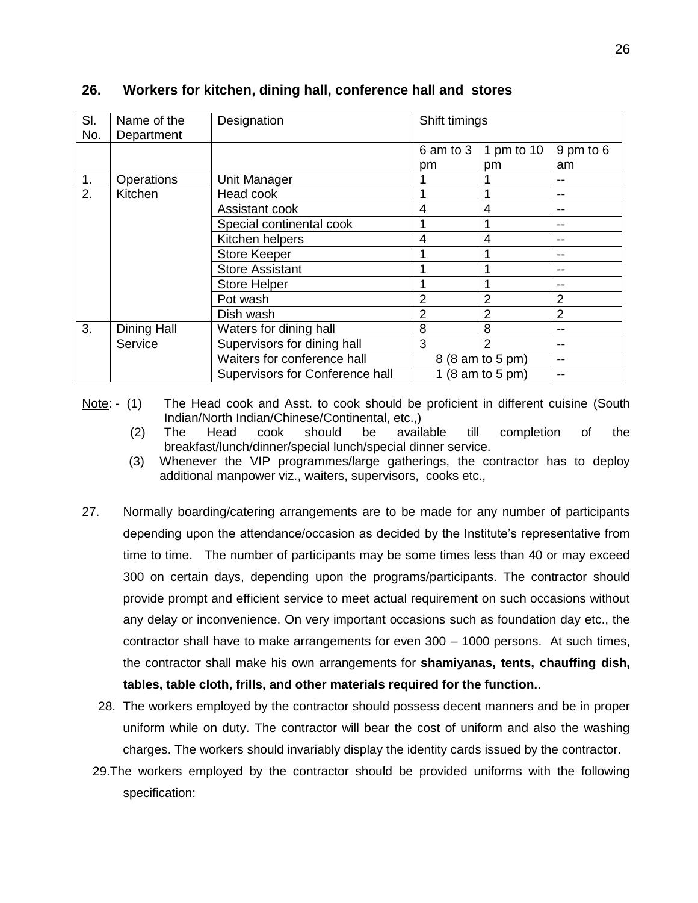## 26. Workers for kitchen, dining hall, conference hall and stores

| Sl. No. | Name of the Department | Designation | Shift timings | | |
|---|---|---|---|---|---|
| | | | 6 am to 3 pm | 1 pm to 10 pm | 9 pm to 6 am |
| 1. | Operations | Unit Manager | 1 | 1 | -- |
| 2. | Kitchen | Head cook | 1 | 1 | -- |
| | | Assistant cook | 4 | 4 | -- |
| | | Special continental cook | 1 | 1 | -- |
| | | Kitchen helpers | 4 | 4 | -- |
| | | Store Keeper | 1 | 1 | -- |
| | | Store Assistant | 1 | 1 | -- |
| | | Store Helper | 1 | 1 | -- |
| | | Pot wash | 2 | 2 | 2 |
| | | Dish wash | 2 | 2 | 2 |
| 3. | Dining Hall Service | Waters for dining hall | 8 | 8 | -- |
| | | Supervisors for dining hall | 3 | 2 | -- |
| | | Waiters for conference hall | 8 (8 am to 5 pm) | | -- |
| | | Supervisors for Conference hall | 1 (8 am to 5 pm) | | -- |

Note: - (1) The Head cook and Asst. to cook should be proficient in different cuisine (South Indian/North Indian/Chinese/Continental, etc.,)

(2) The Head cook should be available till completion of the breakfast/lunch/dinner/special lunch/special dinner service.

(3) Whenever the VIP programmes/large gatherings, the contractor has to deploy additional manpower viz., waiters, supervisors, cooks etc.,

27. Normally boarding/catering arrangements are to be made for any number of participants depending upon the attendance/occasion as decided by the Institute's representative from time to time. The number of participants may be some times less than 40 or may exceed 300 on certain days, depending upon the programs/participants. The contractor should provide prompt and efficient service to meet actual requirement on such occasions without any delay or inconvenience. On very important occasions such as foundation day etc., the contractor shall have to make arrangements for even 300 – 1000 persons. At such times, the contractor shall make his own arrangements for **shamiyanas, tents, chauffing dish, tables, table cloth, frills, and other materials required for the function.**.

28. The workers employed by the contractor should possess decent manners and be in proper uniform while on duty. The contractor will bear the cost of uniform and also the washing charges. The workers should invariably display the identity cards issued by the contractor.

29. The workers employed by the contractor should be provided uniforms with the following specification: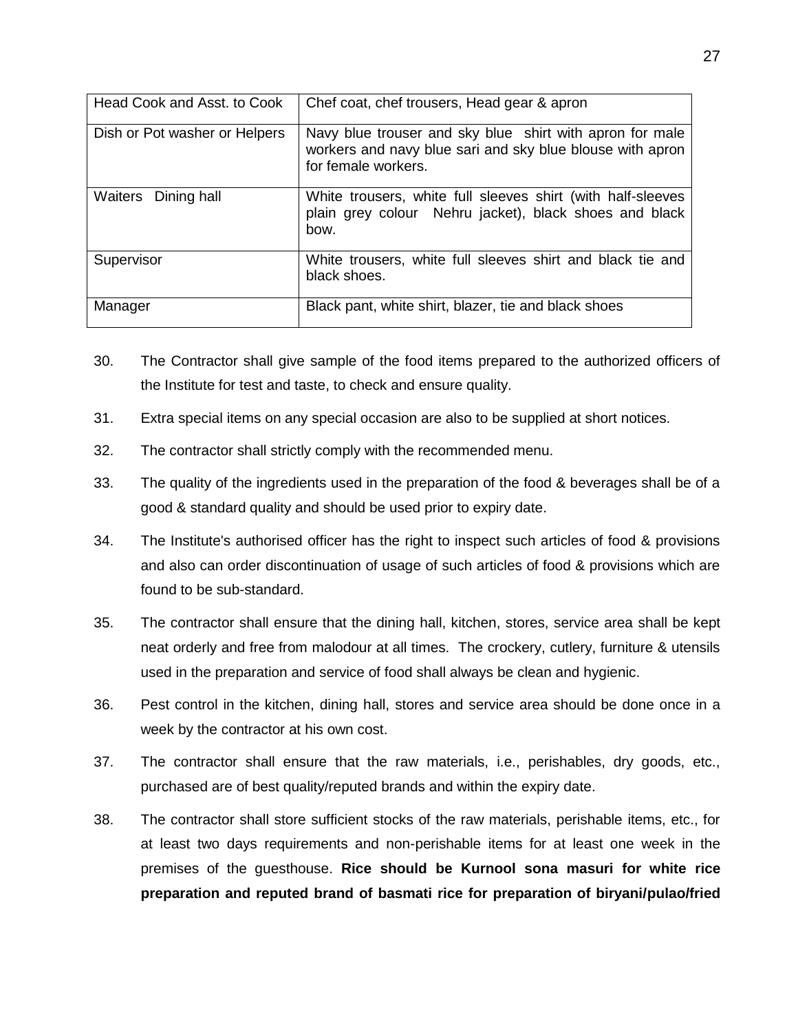| Head Cook and Asst. to Cook | Chef coat, chef trousers, Head gear & apron |
|---|---|
| Dish or Pot washer or Helpers | Navy blue trouser and sky blue shirt with apron for male workers and navy blue sari and sky blue blouse with apron for female workers. |
| Waiters Dining hall | White trousers, white full sleeves shirt (with half-sleeves plain grey colour Nehru jacket), black shoes and black bow. |
| Supervisor | White trousers, white full sleeves shirt and black tie and black shoes. |
| Manager | Black pant, white shirt, blazer, tie and black shoes |

30. The Contractor shall give sample of the food items prepared to the authorized officers of the Institute for test and taste, to check and ensure quality.

31. Extra special items on any special occasion are also to be supplied at short notices.

32. The contractor shall strictly comply with the recommended menu.

33. The quality of the ingredients used in the preparation of the food & beverages shall be of a good & standard quality and should be used prior to expiry date.

34. The Institute's authorised officer has the right to inspect such articles of food & provisions and also can order discontinuation of usage of such articles of food & provisions which are found to be sub-standard.

35. The contractor shall ensure that the dining hall, kitchen, stores, service area shall be kept neat orderly and free from malodour at all times. The crockery, cutlery, furniture & utensils used in the preparation and service of food shall always be clean and hygienic.

36. Pest control in the kitchen, dining hall, stores and service area should be done once in a week by the contractor at his own cost.

37. The contractor shall ensure that the raw materials, i.e., perishables, dry goods, etc., purchased are of best quality/reputed brands and within the expiry date.

38. The contractor shall store sufficient stocks of the raw materials, perishable items, etc., for at least two days requirements and non-perishable items for at least one week in the premises of the guesthouse. **Rice should be Kurnool sona masuri for white rice preparation and reputed brand of basmati rice for preparation of biryani/pulao/fried**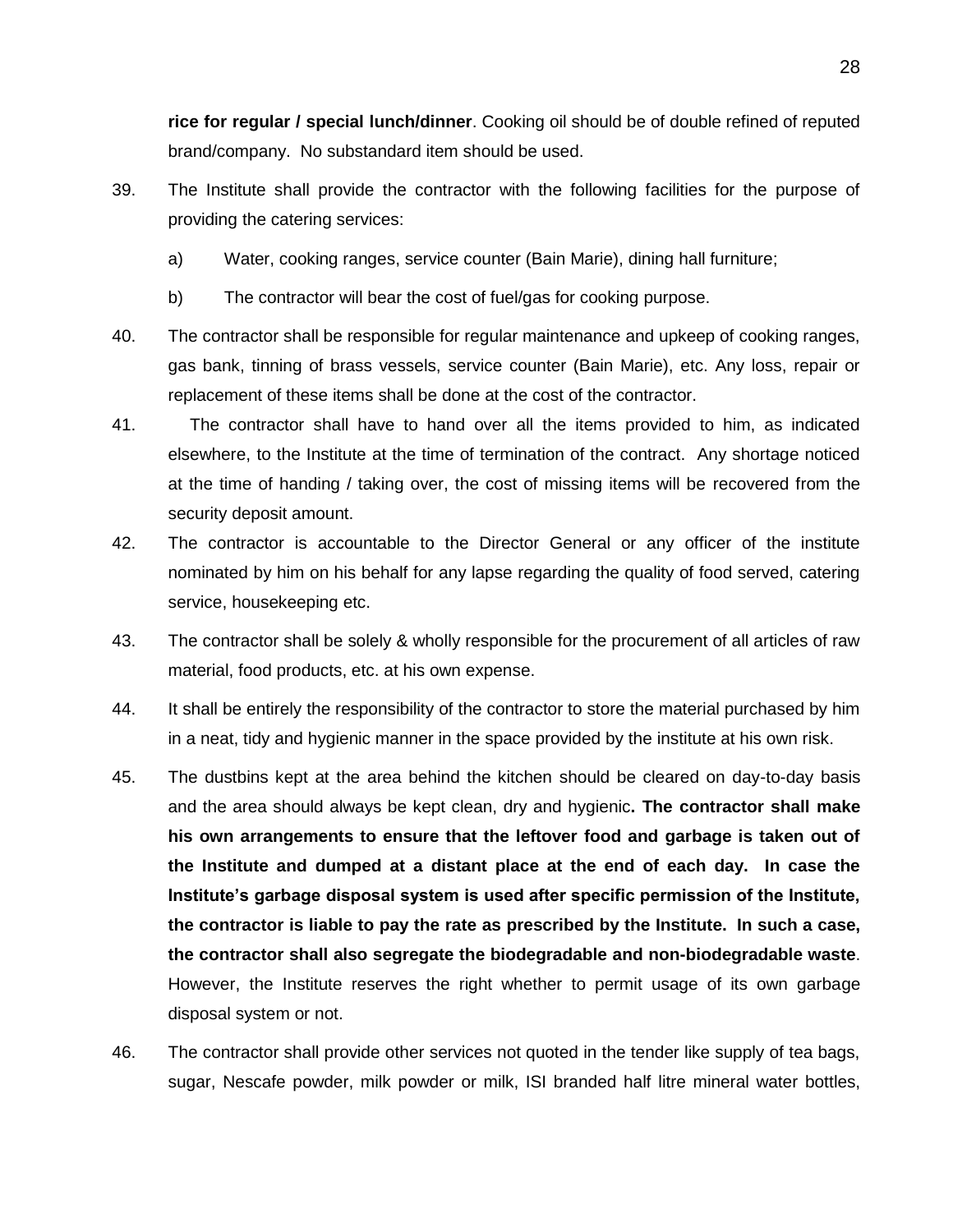**rice for regular / special lunch/dinner**. Cooking oil should be of double refined of reputed brand/company. No substandard item should be used.

39. The Institute shall provide the contractor with the following facilities for the purpose of providing the catering services:

    a) Water, cooking ranges, service counter (Bain Marie), dining hall furniture;

    b) The contractor will bear the cost of fuel/gas for cooking purpose.

40. The contractor shall be responsible for regular maintenance and upkeep of cooking ranges, gas bank, tinning of brass vessels, service counter (Bain Marie), etc. Any loss, repair or replacement of these items shall be done at the cost of the contractor.

41. The contractor shall have to hand over all the items provided to him, as indicated elsewhere, to the Institute at the time of termination of the contract. Any shortage noticed at the time of handing / taking over, the cost of missing items will be recovered from the security deposit amount.

42. The contractor is accountable to the Director General or any officer of the institute nominated by him on his behalf for any lapse regarding the quality of food served, catering service, housekeeping etc.

43. The contractor shall be solely & wholly responsible for the procurement of all articles of raw material, food products, etc. at his own expense.

44. It shall be entirely the responsibility of the contractor to store the material purchased by him in a neat, tidy and hygienic manner in the space provided by the institute at his own risk.

45. The dustbins kept at the area behind the kitchen should be cleared on day-to-day basis and the area should always be kept clean, dry and hygienic**. The contractor shall make his own arrangements to ensure that the leftover food and garbage is taken out of the Institute and dumped at a distant place at the end of each day. In case the Institute's garbage disposal system is used after specific permission of the Institute, the contractor is liable to pay the rate as prescribed by the Institute. In such a case, the contractor shall also segregate the biodegradable and non-biodegradable waste**. However, the Institute reserves the right whether to permit usage of its own garbage disposal system or not.

46. The contractor shall provide other services not quoted in the tender like supply of tea bags, sugar, Nescafe powder, milk powder or milk, ISI branded half litre mineral water bottles,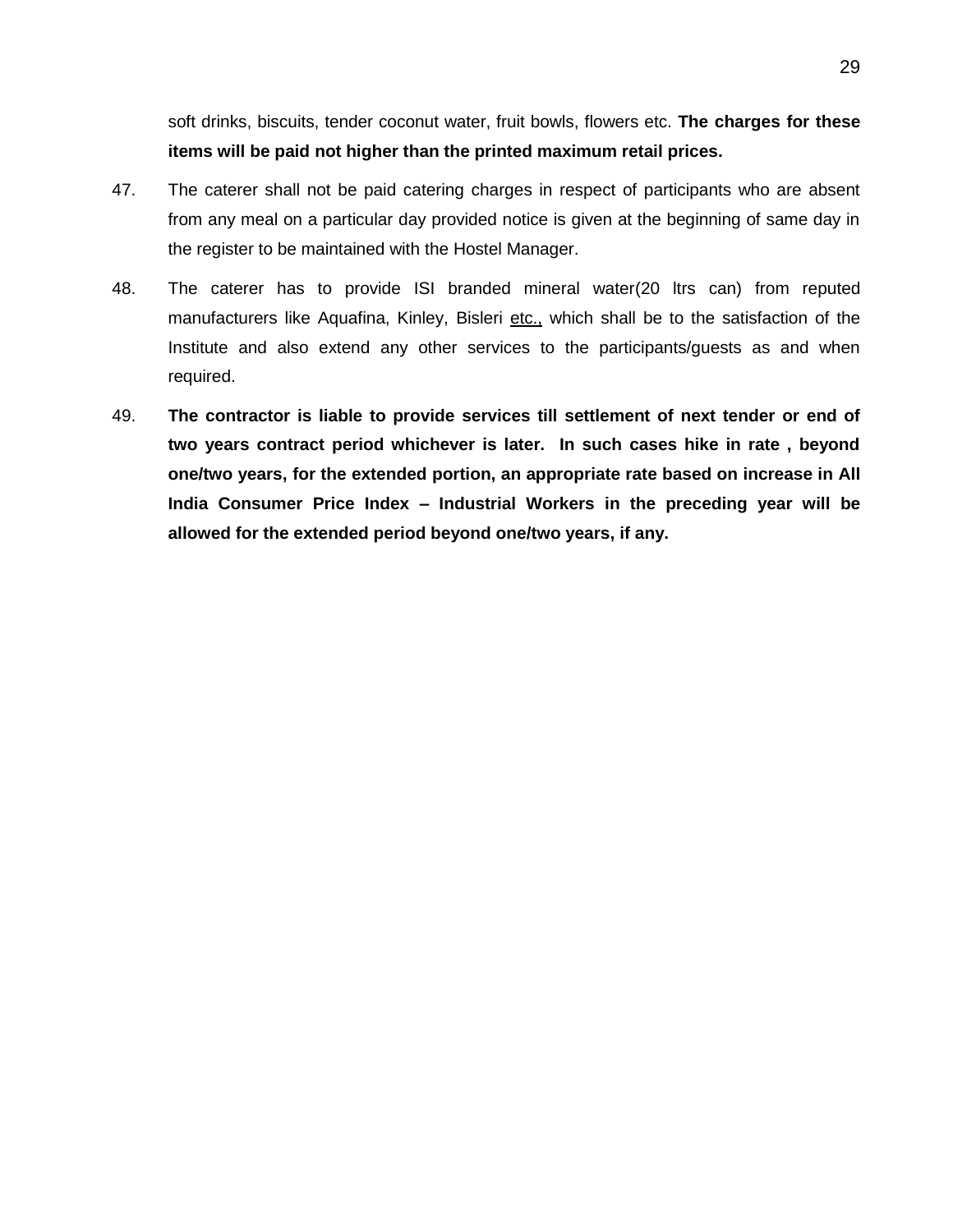soft drinks, biscuits, tender coconut water, fruit bowls, flowers etc. **The charges for these items will be paid not higher than the printed maximum retail prices.**

47. The caterer shall not be paid catering charges in respect of participants who are absent from any meal on a particular day provided notice is given at the beginning of same day in the register to be maintained with the Hostel Manager.

48. The caterer has to provide ISI branded mineral water(20 ltrs can) from reputed manufacturers like Aquafina, Kinley, Bisleri etc., which shall be to the satisfaction of the Institute and also extend any other services to the participants/guests as and when required.

49. **The contractor is liable to provide services till settlement of next tender or end of two years contract period whichever is later. In such cases hike in rate , beyond one/two years, for the extended portion, an appropriate rate based on increase in All India Consumer Price Index – Industrial Workers in the preceding year will be allowed for the extended period beyond one/two years, if any.**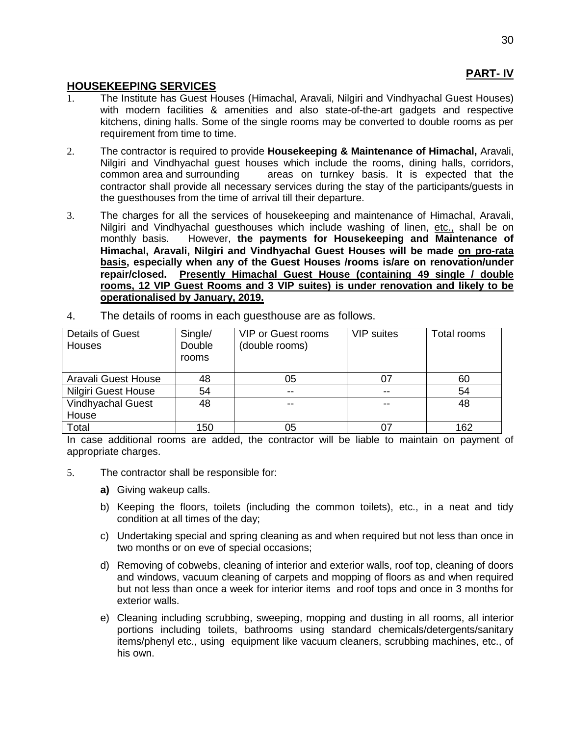**PART- IV**

## HOUSEKEEPING SERVICES

1. The Institute has Guest Houses (Himachal, Aravali, Nilgiri and Vindhyachal Guest Houses) with modern facilities & amenities and also state-of-the-art gadgets and respective kitchens, dining halls. Some of the single rooms may be converted to double rooms as per requirement from time to time.

2. The contractor is required to provide **Housekeeping & Maintenance of Himachal,** Aravali, Nilgiri and Vindhyachal guest houses which include the rooms, dining halls, corridors, common area and surrounding areas on turnkey basis. It is expected that the contractor shall provide all necessary services during the stay of the participants/guests in the guesthouses from the time of arrival till their departure.

3. The charges for all the services of housekeeping and maintenance of Himachal, Aravali, Nilgiri and Vindhyachal guesthouses which include washing of linen, <u>etc.,</u> shall be on monthly basis. However, **the payments for Housekeeping and Maintenance of Himachal, Aravali, Nilgiri and Vindhyachal Guest Houses will be made <u>on pro-rata basis</u>, especially when any of the Guest Houses /rooms is/are on renovation/under repair/closed. <u>Presently Himachal Guest House (containing 49 single / double rooms, 12 VIP Guest Rooms and 3 VIP suites) is under renovation and likely to be operationalised by January, 2019.</u>**

4. The details of rooms in each guesthouse are as follows.

| Details of Guest Houses | Single/ Double rooms | VIP or Guest rooms (double rooms) | VIP suites | Total rooms |
|---|---|---|---|---|
| Aravali Guest House | 48 | 05 | 07 | 60 |
| Nilgiri Guest House | 54 | -- | -- | 54 |
| Vindhyachal Guest House | 48 | -- | -- | 48 |
| Total | 150 | 05 | 07 | 162 |

In case additional rooms are added, the contractor will be liable to maintain on payment of appropriate charges.

5. The contractor shall be responsible for:

   **a)** Giving wakeup calls.

   b) Keeping the floors, toilets (including the common toilets), etc., in a neat and tidy condition at all times of the day;

   c) Undertaking special and spring cleaning as and when required but not less than once in two months or on eve of special occasions;

   d) Removing of cobwebs, cleaning of interior and exterior walls, roof top, cleaning of doors and windows, vacuum cleaning of carpets and mopping of floors as and when required but not less than once a week for interior items and roof tops and once in 3 months for exterior walls.

   e) Cleaning including scrubbing, sweeping, mopping and dusting in all rooms, all interior portions including toilets, bathrooms using standard chemicals/detergents/sanitary items/phenyl etc., using equipment like vacuum cleaners, scrubbing machines, etc., of his own.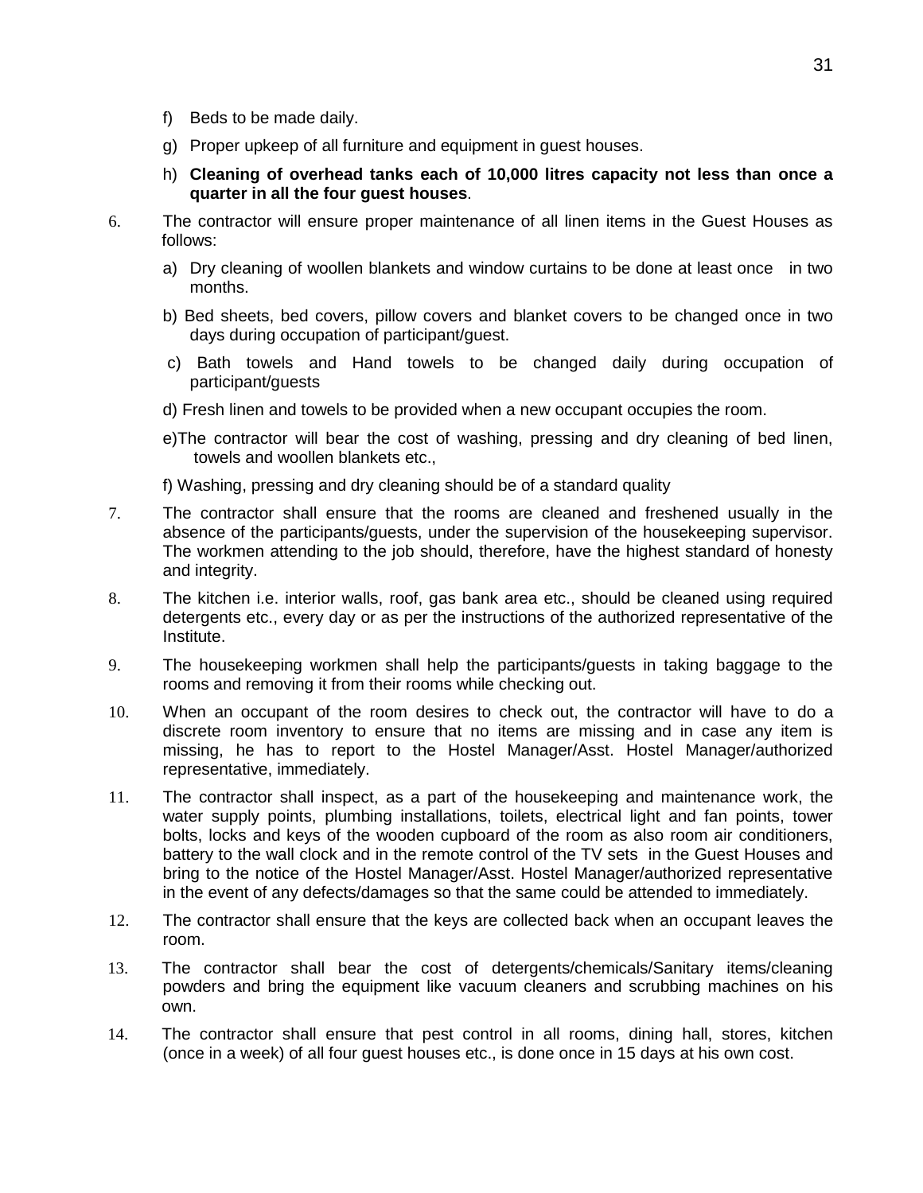f) Beds to be made daily.

g) Proper upkeep of all furniture and equipment in guest houses.

h) **Cleaning of overhead tanks each of 10,000 litres capacity not less than once a quarter in all the four guest houses**.

6. The contractor will ensure proper maintenance of all linen items in the Guest Houses as follows:

   a) Dry cleaning of woollen blankets and window curtains to be done at least once in two months.

   b) Bed sheets, bed covers, pillow covers and blanket covers to be changed once in two days during occupation of participant/guest.

   c) Bath towels and Hand towels to be changed daily during occupation of participant/guests

   d) Fresh linen and towels to be provided when a new occupant occupies the room.

   e)The contractor will bear the cost of washing, pressing and dry cleaning of bed linen, towels and woollen blankets etc.,

   f) Washing, pressing and dry cleaning should be of a standard quality

7. The contractor shall ensure that the rooms are cleaned and freshened usually in the absence of the participants/guests, under the supervision of the housekeeping supervisor. The workmen attending to the job should, therefore, have the highest standard of honesty and integrity.

8. The kitchen i.e. interior walls, roof, gas bank area etc., should be cleaned using required detergents etc., every day or as per the instructions of the authorized representative of the Institute.

9. The housekeeping workmen shall help the participants/guests in taking baggage to the rooms and removing it from their rooms while checking out.

10. When an occupant of the room desires to check out, the contractor will have to do a discrete room inventory to ensure that no items are missing and in case any item is missing, he has to report to the Hostel Manager/Asst. Hostel Manager/authorized representative, immediately.

11. The contractor shall inspect, as a part of the housekeeping and maintenance work, the water supply points, plumbing installations, toilets, electrical light and fan points, tower bolts, locks and keys of the wooden cupboard of the room as also room air conditioners, battery to the wall clock and in the remote control of the TV sets in the Guest Houses and bring to the notice of the Hostel Manager/Asst. Hostel Manager/authorized representative in the event of any defects/damages so that the same could be attended to immediately.

12. The contractor shall ensure that the keys are collected back when an occupant leaves the room.

13. The contractor shall bear the cost of detergents/chemicals/Sanitary items/cleaning powders and bring the equipment like vacuum cleaners and scrubbing machines on his own.

14. The contractor shall ensure that pest control in all rooms, dining hall, stores, kitchen (once in a week) of all four guest houses etc., is done once in 15 days at his own cost.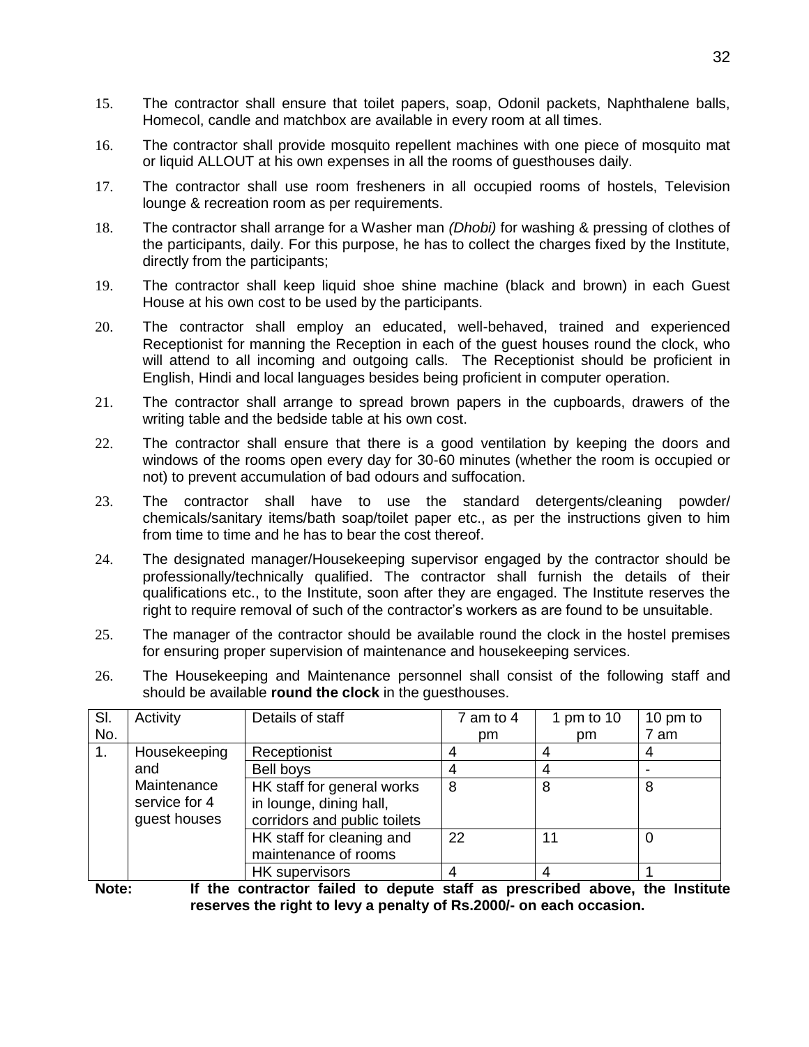15. The contractor shall ensure that toilet papers, soap, Odonil packets, Naphthalene balls, Homecol, candle and matchbox are available in every room at all times.

16. The contractor shall provide mosquito repellent machines with one piece of mosquito mat or liquid ALLOUT at his own expenses in all the rooms of guesthouses daily.

17. The contractor shall use room fresheners in all occupied rooms of hostels, Television lounge & recreation room as per requirements.

18. The contractor shall arrange for a Washer man *(Dhobi)* for washing & pressing of clothes of the participants, daily. For this purpose, he has to collect the charges fixed by the Institute, directly from the participants;

19. The contractor shall keep liquid shoe shine machine (black and brown) in each Guest House at his own cost to be used by the participants.

20. The contractor shall employ an educated, well-behaved, trained and experienced Receptionist for manning the Reception in each of the guest houses round the clock, who will attend to all incoming and outgoing calls. The Receptionist should be proficient in English, Hindi and local languages besides being proficient in computer operation.

21. The contractor shall arrange to spread brown papers in the cupboards, drawers of the writing table and the bedside table at his own cost.

22. The contractor shall ensure that there is a good ventilation by keeping the doors and windows of the rooms open every day for 30-60 minutes (whether the room is occupied or not) to prevent accumulation of bad odours and suffocation.

23. The contractor shall have to use the standard detergents/cleaning powder/ chemicals/sanitary items/bath soap/toilet paper etc., as per the instructions given to him from time to time and he has to bear the cost thereof.

24. The designated manager/Housekeeping supervisor engaged by the contractor should be professionally/technically qualified. The contractor shall furnish the details of their qualifications etc., to the Institute, soon after they are engaged. The Institute reserves the right to require removal of such of the contractor's workers as are found to be unsuitable.

25. The manager of the contractor should be available round the clock in the hostel premises for ensuring proper supervision of maintenance and housekeeping services.

26. The Housekeeping and Maintenance personnel shall consist of the following staff and should be available **round the clock** in the guesthouses.

| Sl. No. | Activity | Details of staff | 7 am to 4 pm | 1 pm to 10 pm | 10 pm to 7 am |
|---|---|---|---|---|---|
| 1. | Housekeeping and Maintenance service for 4 guest houses | Receptionist | 4 | 4 | 4 |
| | | Bell boys | 4 | 4 | - |
| | | HK staff for general works in lounge, dining hall, corridors and public toilets | 8 | 8 | 8 |
| | | HK staff for cleaning and maintenance of rooms | 22 | 11 | 0 |
| | | HK supervisors | 4 | 4 | 1 |

**Note: If the contractor failed to depute staff as prescribed above, the Institute reserves the right to levy a penalty of Rs.2000/- on each occasion.**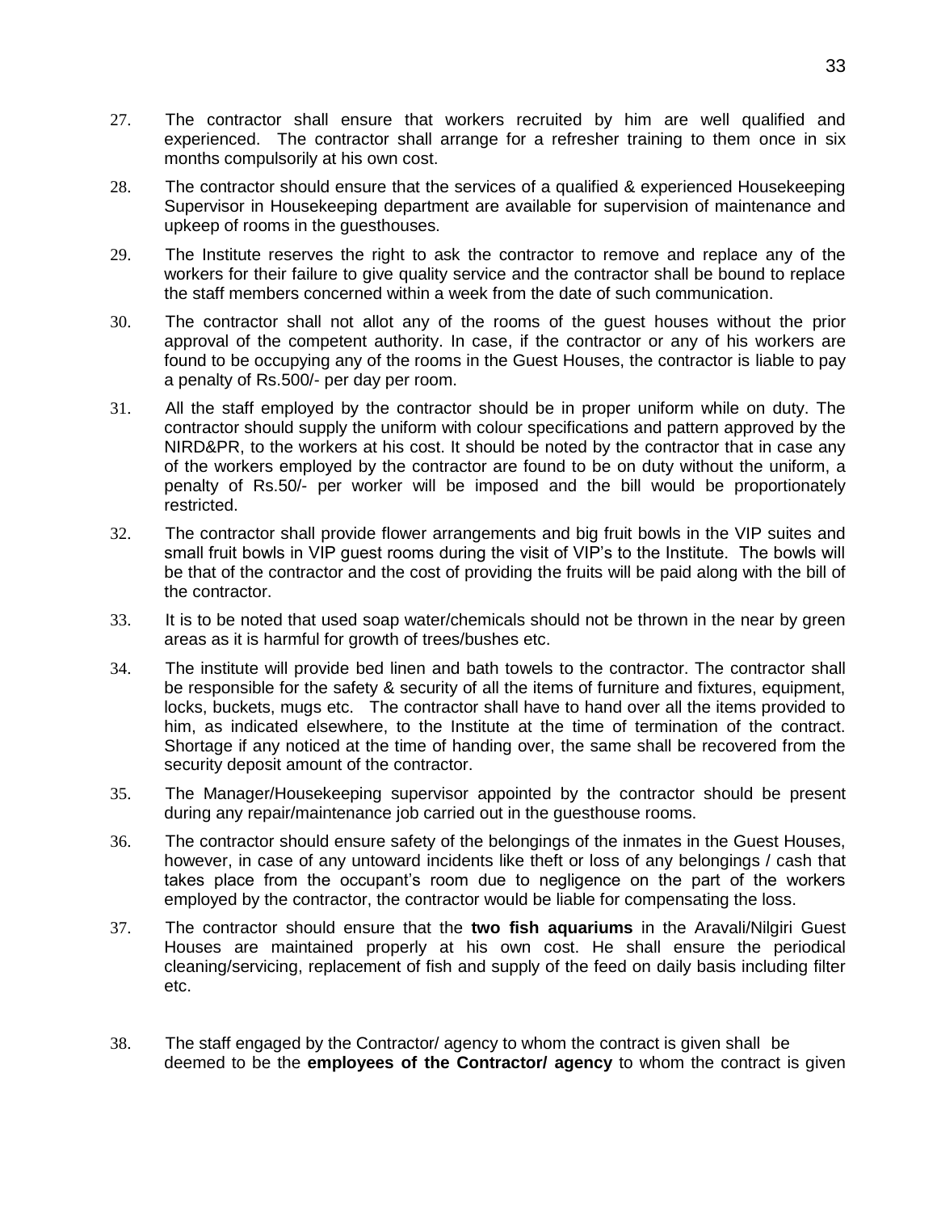27. The contractor shall ensure that workers recruited by him are well qualified and experienced. The contractor shall arrange for a refresher training to them once in six months compulsorily at his own cost.

28. The contractor should ensure that the services of a qualified & experienced Housekeeping Supervisor in Housekeeping department are available for supervision of maintenance and upkeep of rooms in the guesthouses.

29. The Institute reserves the right to ask the contractor to remove and replace any of the workers for their failure to give quality service and the contractor shall be bound to replace the staff members concerned within a week from the date of such communication.

30. The contractor shall not allot any of the rooms of the guest houses without the prior approval of the competent authority. In case, if the contractor or any of his workers are found to be occupying any of the rooms in the Guest Houses, the contractor is liable to pay a penalty of Rs.500/- per day per room.

31. All the staff employed by the contractor should be in proper uniform while on duty. The contractor should supply the uniform with colour specifications and pattern approved by the NIRD&PR, to the workers at his cost. It should be noted by the contractor that in case any of the workers employed by the contractor are found to be on duty without the uniform, a penalty of Rs.50/- per worker will be imposed and the bill would be proportionately restricted.

32. The contractor shall provide flower arrangements and big fruit bowls in the VIP suites and small fruit bowls in VIP guest rooms during the visit of VIP's to the Institute. The bowls will be that of the contractor and the cost of providing the fruits will be paid along with the bill of the contractor.

33. It is to be noted that used soap water/chemicals should not be thrown in the near by green areas as it is harmful for growth of trees/bushes etc.

34. The institute will provide bed linen and bath towels to the contractor. The contractor shall be responsible for the safety & security of all the items of furniture and fixtures, equipment, locks, buckets, mugs etc. The contractor shall have to hand over all the items provided to him, as indicated elsewhere, to the Institute at the time of termination of the contract. Shortage if any noticed at the time of handing over, the same shall be recovered from the security deposit amount of the contractor.

35. The Manager/Housekeeping supervisor appointed by the contractor should be present during any repair/maintenance job carried out in the guesthouse rooms.

36. The contractor should ensure safety of the belongings of the inmates in the Guest Houses, however, in case of any untoward incidents like theft or loss of any belongings / cash that takes place from the occupant's room due to negligence on the part of the workers employed by the contractor, the contractor would be liable for compensating the loss.

37. The contractor should ensure that the **two fish aquariums** in the Aravali/Nilgiri Guest Houses are maintained properly at his own cost. He shall ensure the periodical cleaning/servicing, replacement of fish and supply of the feed on daily basis including filter etc.

38. The staff engaged by the Contractor/ agency to whom the contract is given shall be deemed to be the **employees of the Contractor/ agency** to whom the contract is given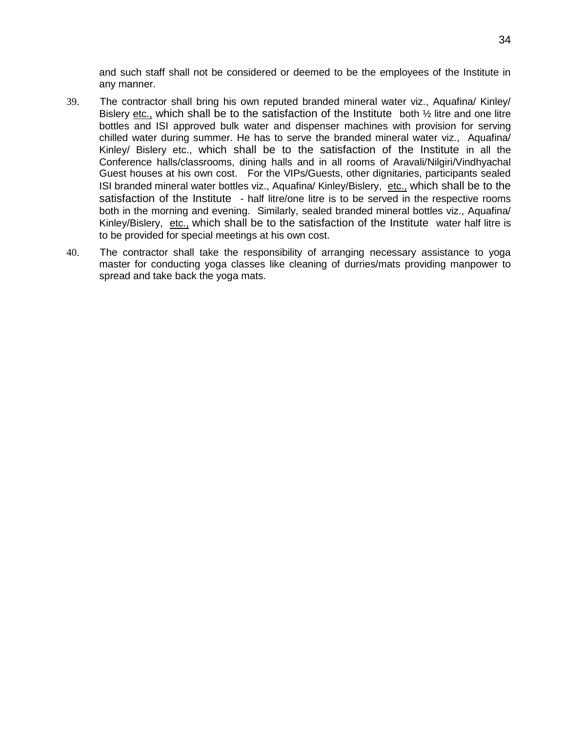and such staff shall not be considered or deemed to be the employees of the Institute in any manner.

39. The contractor shall bring his own reputed branded mineral water viz., Aquafina/ Kinley/ Bislery <u>etc.,</u> which shall be to the satisfaction of the Institute both ½ litre and one litre bottles and ISI approved bulk water and dispenser machines with provision for serving chilled water during summer. He has to serve the branded mineral water viz., Aquafina/ Kinley/ Bislery etc., which shall be to the satisfaction of the Institute in all the Conference halls/classrooms, dining halls and in all rooms of Aravali/Nilgiri/Vindhyachal Guest houses at his own cost. For the VIPs/Guests, other dignitaries, participants sealed ISI branded mineral water bottles viz., Aquafina/ Kinley/Bislery, <u>etc.,</u> which shall be to the satisfaction of the Institute - half litre/one litre is to be served in the respective rooms both in the morning and evening. Similarly, sealed branded mineral bottles viz., Aquafina/ Kinley/Bislery, <u>etc.,</u> which shall be to the satisfaction of the Institute water half litre is to be provided for special meetings at his own cost.

40. The contractor shall take the responsibility of arranging necessary assistance to yoga master for conducting yoga classes like cleaning of durries/mats providing manpower to spread and take back the yoga mats.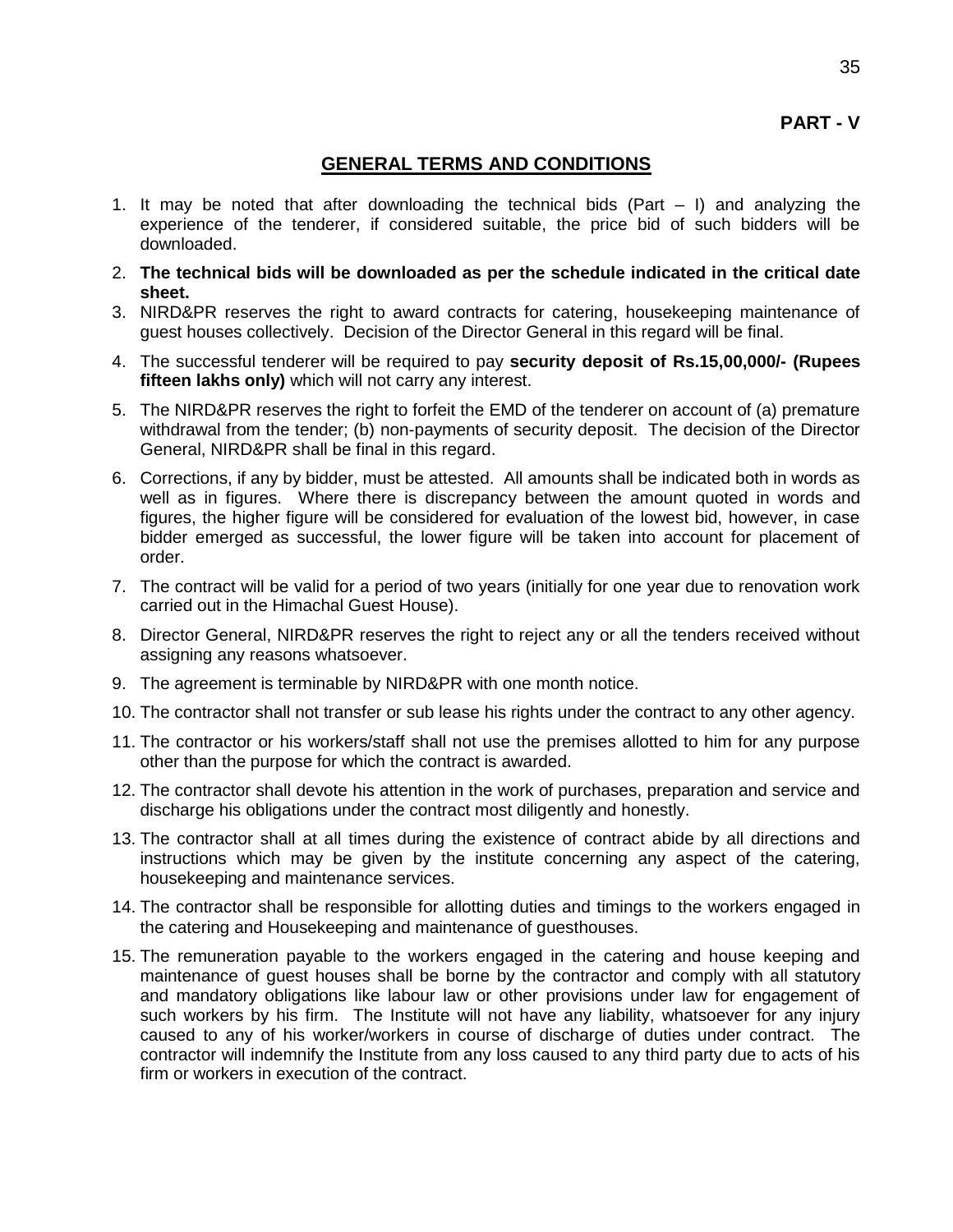**PART - V**

## GENERAL TERMS AND CONDITIONS

1. It may be noted that after downloading the technical bids (Part – I) and analyzing the experience of the tenderer, if considered suitable, the price bid of such bidders will be downloaded.
2. **The technical bids will be downloaded as per the schedule indicated in the critical date sheet.**
3. NIRD&PR reserves the right to award contracts for catering, housekeeping maintenance of guest houses collectively. Decision of the Director General in this regard will be final.
4. The successful tenderer will be required to pay **security deposit of Rs.15,00,000/- (Rupees fifteen lakhs only)** which will not carry any interest.
5. The NIRD&PR reserves the right to forfeit the EMD of the tenderer on account of (a) premature withdrawal from the tender; (b) non-payments of security deposit. The decision of the Director General, NIRD&PR shall be final in this regard.
6. Corrections, if any by bidder, must be attested. All amounts shall be indicated both in words as well as in figures. Where there is discrepancy between the amount quoted in words and figures, the higher figure will be considered for evaluation of the lowest bid, however, in case bidder emerged as successful, the lower figure will be taken into account for placement of order.
7. The contract will be valid for a period of two years (initially for one year due to renovation work carried out in the Himachal Guest House).
8. Director General, NIRD&PR reserves the right to reject any or all the tenders received without assigning any reasons whatsoever.
9. The agreement is terminable by NIRD&PR with one month notice.
10. The contractor shall not transfer or sub lease his rights under the contract to any other agency.
11. The contractor or his workers/staff shall not use the premises allotted to him for any purpose other than the purpose for which the contract is awarded.
12. The contractor shall devote his attention in the work of purchases, preparation and service and discharge his obligations under the contract most diligently and honestly.
13. The contractor shall at all times during the existence of contract abide by all directions and instructions which may be given by the institute concerning any aspect of the catering, housekeeping and maintenance services.
14. The contractor shall be responsible for allotting duties and timings to the workers engaged in the catering and Housekeeping and maintenance of guesthouses.
15. The remuneration payable to the workers engaged in the catering and house keeping and maintenance of guest houses shall be borne by the contractor and comply with all statutory and mandatory obligations like labour law or other provisions under law for engagement of such workers by his firm. The Institute will not have any liability, whatsoever for any injury caused to any of his worker/workers in course of discharge of duties under contract. The contractor will indemnify the Institute from any loss caused to any third party due to acts of his firm or workers in execution of the contract.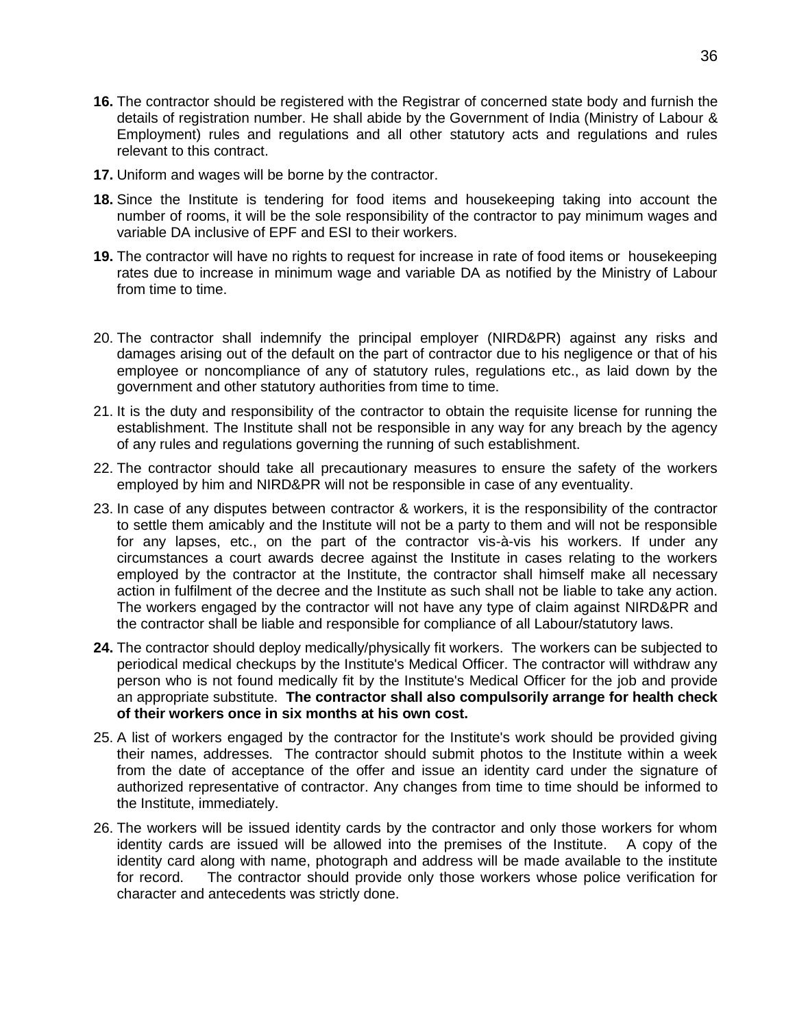**16.** The contractor should be registered with the Registrar of concerned state body and furnish the details of registration number. He shall abide by the Government of India (Ministry of Labour & Employment) rules and regulations and all other statutory acts and regulations and rules relevant to this contract.

**17.** Uniform and wages will be borne by the contractor.

**18.** Since the Institute is tendering for food items and housekeeping taking into account the number of rooms, it will be the sole responsibility of the contractor to pay minimum wages and variable DA inclusive of EPF and ESI to their workers.

**19.** The contractor will have no rights to request for increase in rate of food items or housekeeping rates due to increase in minimum wage and variable DA as notified by the Ministry of Labour from time to time.

20. The contractor shall indemnify the principal employer (NIRD&PR) against any risks and damages arising out of the default on the part of contractor due to his negligence or that of his employee or noncompliance of any of statutory rules, regulations etc., as laid down by the government and other statutory authorities from time to time.

21. It is the duty and responsibility of the contractor to obtain the requisite license for running the establishment. The Institute shall not be responsible in any way for any breach by the agency of any rules and regulations governing the running of such establishment.

22. The contractor should take all precautionary measures to ensure the safety of the workers employed by him and NIRD&PR will not be responsible in case of any eventuality.

23. In case of any disputes between contractor & workers, it is the responsibility of the contractor to settle them amicably and the Institute will not be a party to them and will not be responsible for any lapses, etc., on the part of the contractor vis-à-vis his workers. If under any circumstances a court awards decree against the Institute in cases relating to the workers employed by the contractor at the Institute, the contractor shall himself make all necessary action in fulfilment of the decree and the Institute as such shall not be liable to take any action. The workers engaged by the contractor will not have any type of claim against NIRD&PR and the contractor shall be liable and responsible for compliance of all Labour/statutory laws.

**24.** The contractor should deploy medically/physically fit workers. The workers can be subjected to periodical medical checkups by the Institute's Medical Officer. The contractor will withdraw any person who is not found medically fit by the Institute's Medical Officer for the job and provide an appropriate substitute. **The contractor shall also compulsorily arrange for health check of their workers once in six months at his own cost.**

25. A list of workers engaged by the contractor for the Institute's work should be provided giving their names, addresses. The contractor should submit photos to the Institute within a week from the date of acceptance of the offer and issue an identity card under the signature of authorized representative of contractor. Any changes from time to time should be informed to the Institute, immediately.

26. The workers will be issued identity cards by the contractor and only those workers for whom identity cards are issued will be allowed into the premises of the Institute. A copy of the identity card along with name, photograph and address will be made available to the institute for record. The contractor should provide only those workers whose police verification for character and antecedents was strictly done.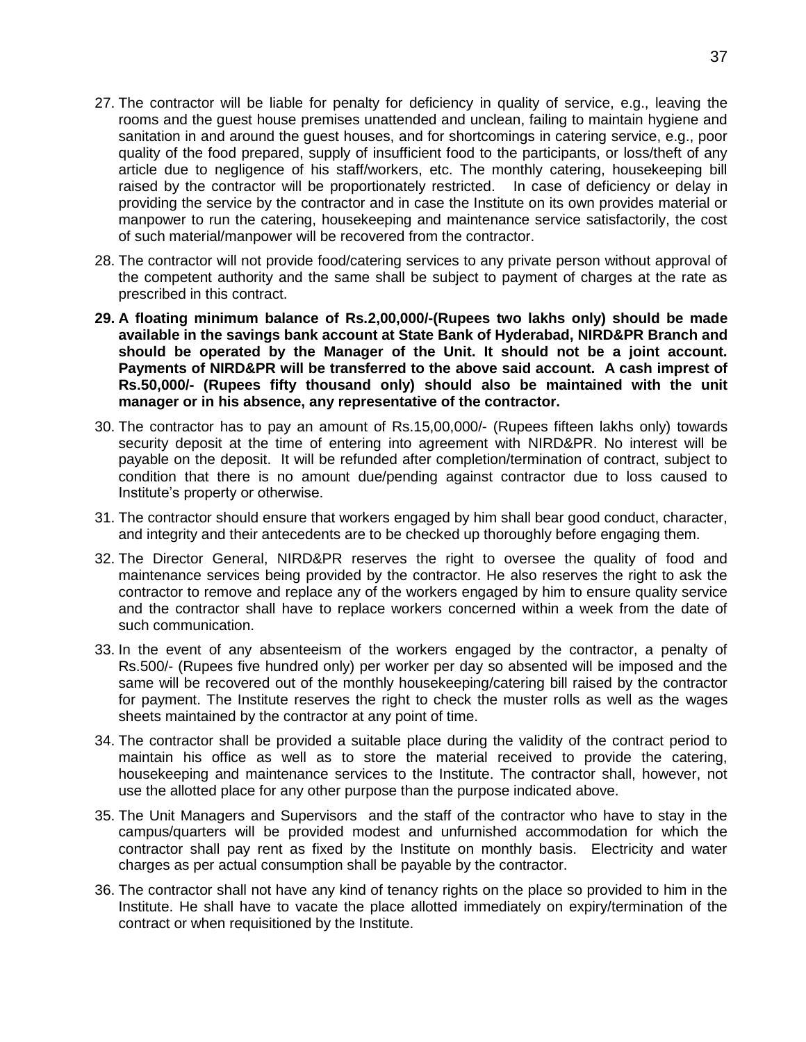27. The contractor will be liable for penalty for deficiency in quality of service, e.g., leaving the rooms and the guest house premises unattended and unclean, failing to maintain hygiene and sanitation in and around the guest houses, and for shortcomings in catering service, e.g., poor quality of the food prepared, supply of insufficient food to the participants, or loss/theft of any article due to negligence of his staff/workers, etc. The monthly catering, housekeeping bill raised by the contractor will be proportionately restricted. In case of deficiency or delay in providing the service by the contractor and in case the Institute on its own provides material or manpower to run the catering, housekeeping and maintenance service satisfactorily, the cost of such material/manpower will be recovered from the contractor.

28. The contractor will not provide food/catering services to any private person without approval of the competent authority and the same shall be subject to payment of charges at the rate as prescribed in this contract.

29. **A floating minimum balance of Rs.2,00,000/-(Rupees two lakhs only) should be made available in the savings bank account at State Bank of Hyderabad, NIRD&PR Branch and should be operated by the Manager of the Unit. It should not be a joint account. Payments of NIRD&PR will be transferred to the above said account. A cash imprest of Rs.50,000/- (Rupees fifty thousand only) should also be maintained with the unit manager or in his absence, any representative of the contractor.**

30. The contractor has to pay an amount of Rs.15,00,000/- (Rupees fifteen lakhs only) towards security deposit at the time of entering into agreement with NIRD&PR. No interest will be payable on the deposit. It will be refunded after completion/termination of contract, subject to condition that there is no amount due/pending against contractor due to loss caused to Institute's property or otherwise.

31. The contractor should ensure that workers engaged by him shall bear good conduct, character, and integrity and their antecedents are to be checked up thoroughly before engaging them.

32. The Director General, NIRD&PR reserves the right to oversee the quality of food and maintenance services being provided by the contractor. He also reserves the right to ask the contractor to remove and replace any of the workers engaged by him to ensure quality service and the contractor shall have to replace workers concerned within a week from the date of such communication.

33. In the event of any absenteeism of the workers engaged by the contractor, a penalty of Rs.500/- (Rupees five hundred only) per worker per day so absented will be imposed and the same will be recovered out of the monthly housekeeping/catering bill raised by the contractor for payment. The Institute reserves the right to check the muster rolls as well as the wages sheets maintained by the contractor at any point of time.

34. The contractor shall be provided a suitable place during the validity of the contract period to maintain his office as well as to store the material received to provide the catering, housekeeping and maintenance services to the Institute. The contractor shall, however, not use the allotted place for any other purpose than the purpose indicated above.

35. The Unit Managers and Supervisors and the staff of the contractor who have to stay in the campus/quarters will be provided modest and unfurnished accommodation for which the contractor shall pay rent as fixed by the Institute on monthly basis. Electricity and water charges as per actual consumption shall be payable by the contractor.

36. The contractor shall not have any kind of tenancy rights on the place so provided to him in the Institute. He shall have to vacate the place allotted immediately on expiry/termination of the contract or when requisitioned by the Institute.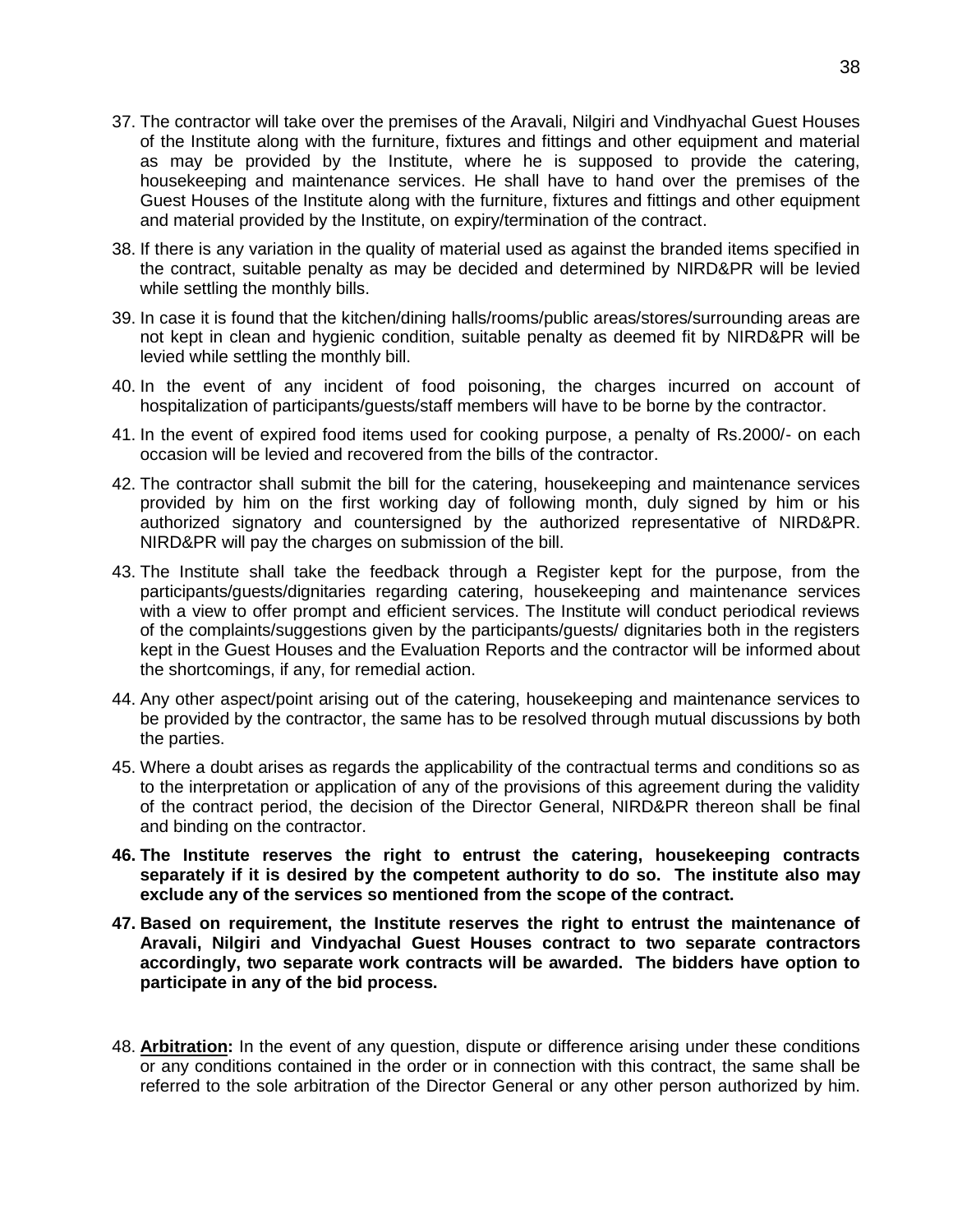37. The contractor will take over the premises of the Aravali, Nilgiri and Vindhyachal Guest Houses of the Institute along with the furniture, fixtures and fittings and other equipment and material as may be provided by the Institute, where he is supposed to provide the catering, housekeeping and maintenance services. He shall have to hand over the premises of the Guest Houses of the Institute along with the furniture, fixtures and fittings and other equipment and material provided by the Institute, on expiry/termination of the contract.

38. If there is any variation in the quality of material used as against the branded items specified in the contract, suitable penalty as may be decided and determined by NIRD&PR will be levied while settling the monthly bills.

39. In case it is found that the kitchen/dining halls/rooms/public areas/stores/surrounding areas are not kept in clean and hygienic condition, suitable penalty as deemed fit by NIRD&PR will be levied while settling the monthly bill.

40. In the event of any incident of food poisoning, the charges incurred on account of hospitalization of participants/guests/staff members will have to be borne by the contractor.

41. In the event of expired food items used for cooking purpose, a penalty of Rs.2000/- on each occasion will be levied and recovered from the bills of the contractor.

42. The contractor shall submit the bill for the catering, housekeeping and maintenance services provided by him on the first working day of following month, duly signed by him or his authorized signatory and countersigned by the authorized representative of NIRD&PR. NIRD&PR will pay the charges on submission of the bill.

43. The Institute shall take the feedback through a Register kept for the purpose, from the participants/guests/dignitaries regarding catering, housekeeping and maintenance services with a view to offer prompt and efficient services. The Institute will conduct periodical reviews of the complaints/suggestions given by the participants/guests/ dignitaries both in the registers kept in the Guest Houses and the Evaluation Reports and the contractor will be informed about the shortcomings, if any, for remedial action.

44. Any other aspect/point arising out of the catering, housekeeping and maintenance services to be provided by the contractor, the same has to be resolved through mutual discussions by both the parties.

45. Where a doubt arises as regards the applicability of the contractual terms and conditions so as to the interpretation or application of any of the provisions of this agreement during the validity of the contract period, the decision of the Director General, NIRD&PR thereon shall be final and binding on the contractor.

46. **The Institute reserves the right to entrust the catering, housekeeping contracts separately if it is desired by the competent authority to do so. The institute also may exclude any of the services so mentioned from the scope of the contract.**

47. **Based on requirement, the Institute reserves the right to entrust the maintenance of Aravali, Nilgiri and Vindyachal Guest Houses contract to two separate contractors accordingly, two separate work contracts will be awarded. The bidders have option to participate in any of the bid process.**

48. **Arbitration:** In the event of any question, dispute or difference arising under these conditions or any conditions contained in the order or in connection with this contract, the same shall be referred to the sole arbitration of the Director General or any other person authorized by him.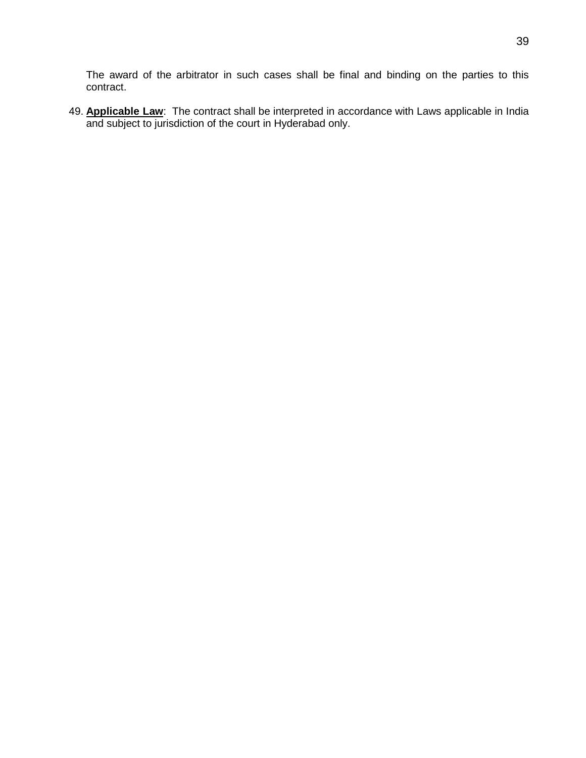The award of the arbitrator in such cases shall be final and binding on the parties to this contract.

49. **Applicable Law**: The contract shall be interpreted in accordance with Laws applicable in India and subject to jurisdiction of the court in Hyderabad only.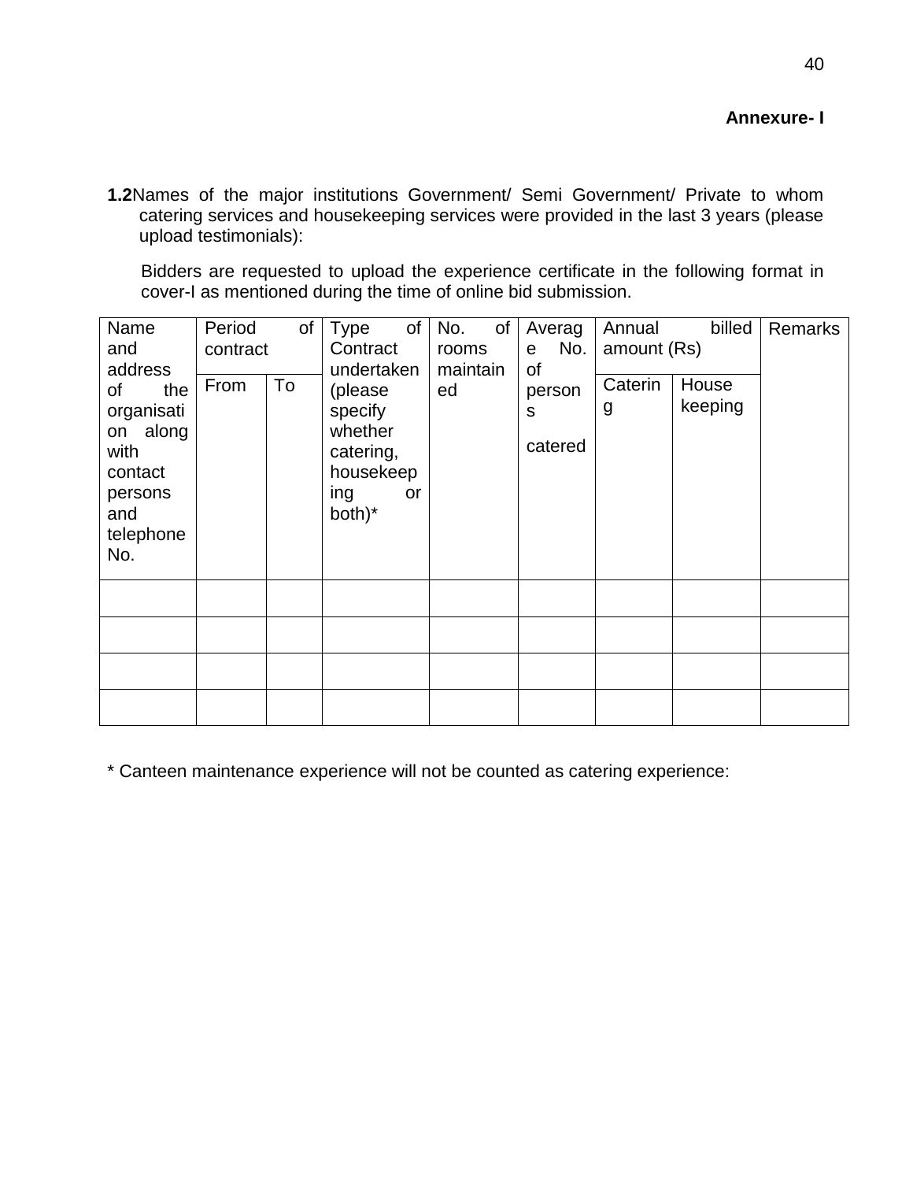**Annexure- I**

**1.2** Names of the major institutions Government/ Semi Government/ Private to whom catering services and housekeeping services were provided in the last 3 years (please upload testimonials):

Bidders are requested to upload the experience certificate in the following format in cover-I as mentioned during the time of online bid submission.

| Name and address of the organisation along with contact persons and telephone No. | Period of contract | | Type of Contract undertaken (please specify whether catering, housekeeping or both)* | No. of rooms maintained | Average No. of persons catered | Annual billed amount (Rs) | | Remarks |
|---|---|---|---|---|---|---|---|---|
| | From | To | | | | Catering | House keeping | |
| | | | | | | | | |
| | | | | | | | | |
| | | | | | | | | |
| | | | | | | | | |

\* Canteen maintenance experience will not be counted as catering experience: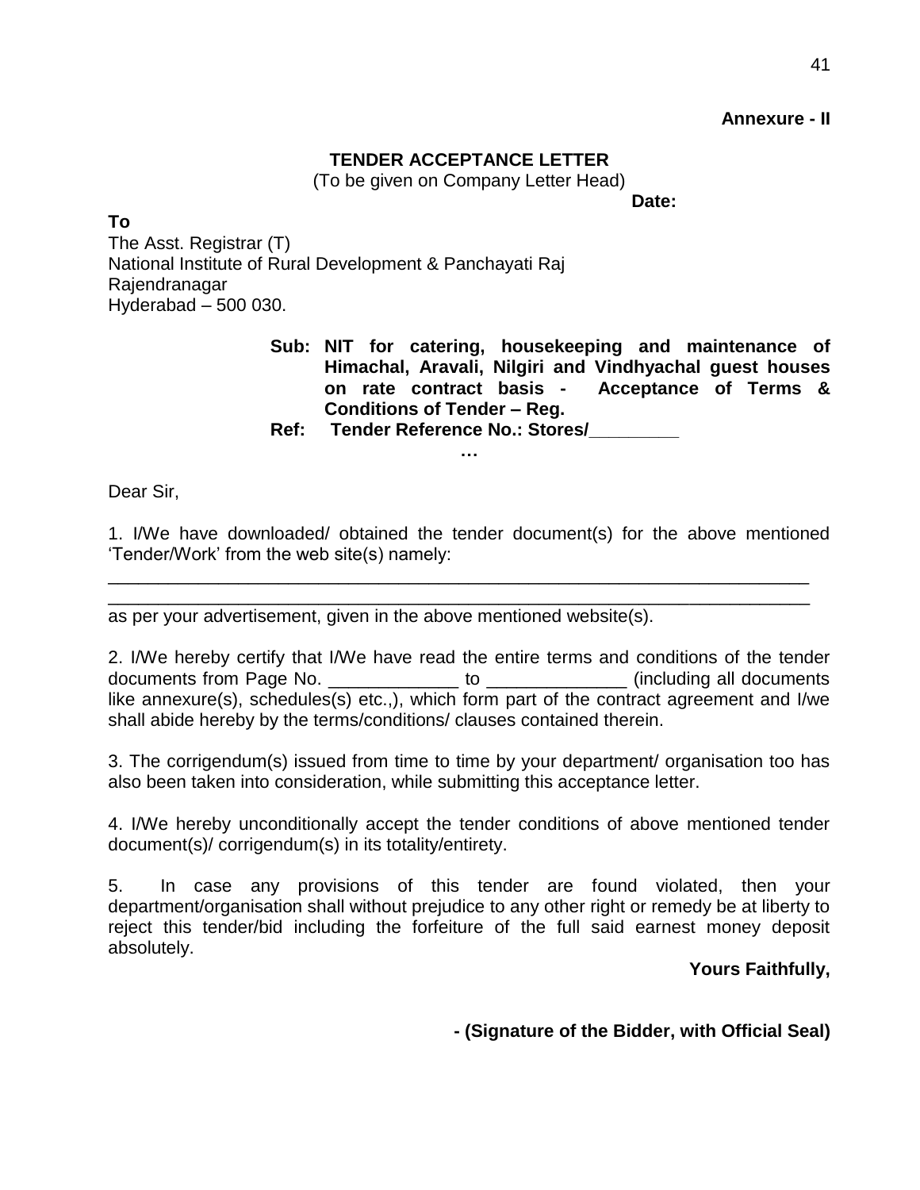**Annexure - II**

## TENDER ACCEPTANCE LETTER

(To be given on Company Letter Head)

**Date:**

**To**

The Asst. Registrar (T)
National Institute of Rural Development & Panchayati Raj
Rajendranagar
Hyderabad – 500 030.

**Sub: NIT for catering, housekeeping and maintenance of Himachal, Aravali, Nilgiri and Vindhyachal guest houses on rate contract basis - Acceptance of Terms & Conditions of Tender – Reg.**

**Ref: Tender Reference No.: Stores/________**

**…**

Dear Sir,

1. I/We have downloaded/ obtained the tender document(s) for the above mentioned 'Tender/Work' from the web site(s) namely:

______________________________________________________________________

______________________________________________________________________

as per your advertisement, given in the above mentioned website(s).

2. I/We hereby certify that I/We have read the entire terms and conditions of the tender documents from Page No. _____________ to ______________ (including all documents like annexure(s), schedules(s) etc.,), which form part of the contract agreement and I/we shall abide hereby by the terms/conditions/ clauses contained therein.

3. The corrigendum(s) issued from time to time by your department/ organisation too has also been taken into consideration, while submitting this acceptance letter.

4. I/We hereby unconditionally accept the tender conditions of above mentioned tender document(s)/ corrigendum(s) in its totality/entirety.

5. In case any provisions of this tender are found violated, then your department/organisation shall without prejudice to any other right or remedy be at liberty to reject this tender/bid including the forfeiture of the full said earnest money deposit absolutely.

**Yours Faithfully,**

**- (Signature of the Bidder, with Official Seal)**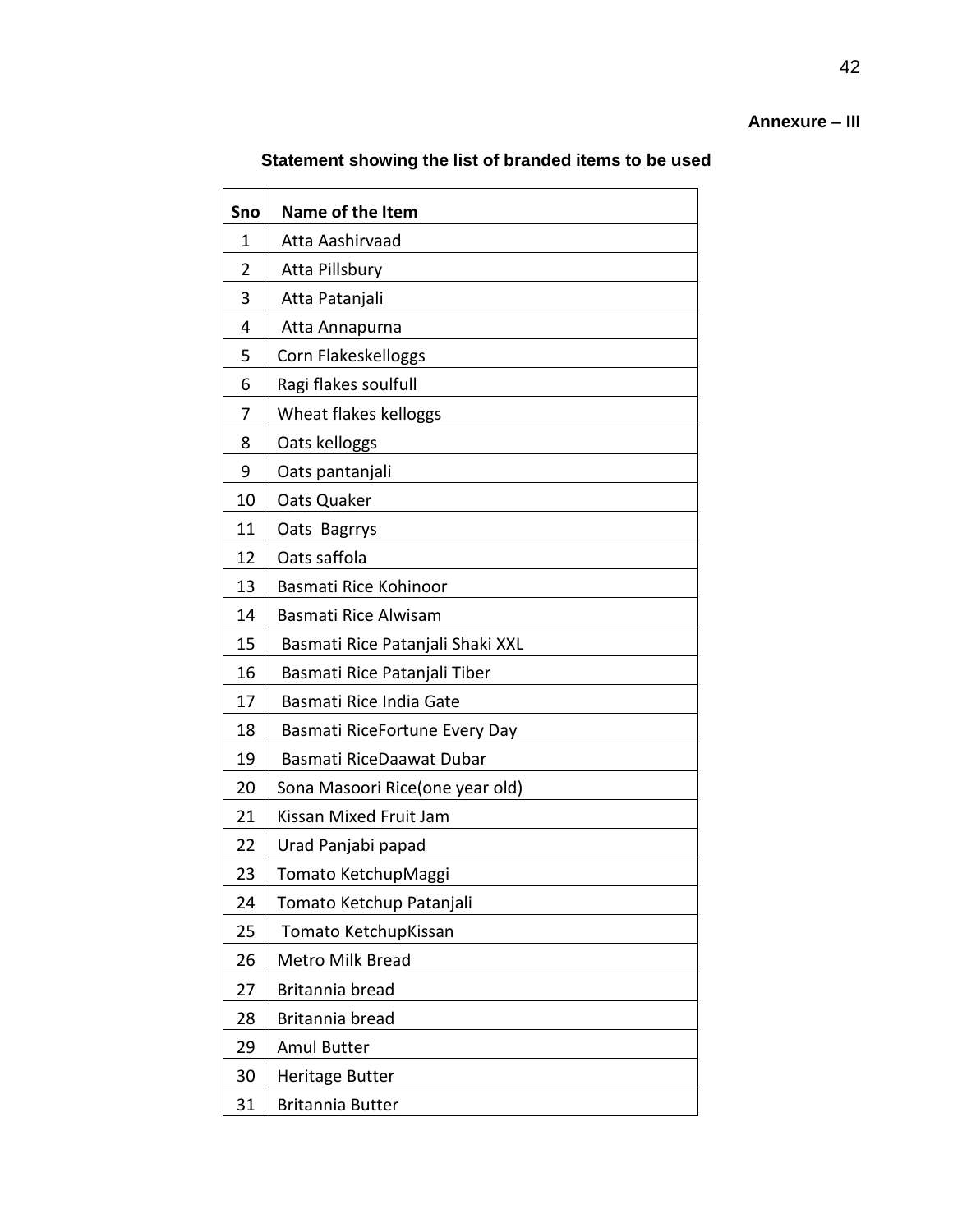**Annexure – III**

**Statement showing the list of branded items to be used**

| Sno | Name of the Item |
|---|---|
| 1 | Atta Aashirvaad |
| 2 | Atta Pillsbury |
| 3 | Atta Patanjali |
| 4 | Atta Annapurna |
| 5 | Corn Flakeskelloggs |
| 6 | Ragi flakes soulfull |
| 7 | Wheat flakes kelloggs |
| 8 | Oats kelloggs |
| 9 | Oats pantanjali |
| 10 | Oats Quaker |
| 11 | Oats Bagrrys |
| 12 | Oats saffola |
| 13 | Basmati Rice Kohinoor |
| 14 | Basmati Rice Alwisam |
| 15 | Basmati Rice Patanjali Shaki XXL |
| 16 | Basmati Rice Patanjali Tiber |
| 17 | Basmati Rice India Gate |
| 18 | Basmati RiceFortune Every Day |
| 19 | Basmati RiceDaawat Dubar |
| 20 | Sona Masoori Rice(one year old) |
| 21 | Kissan Mixed Fruit Jam |
| 22 | Urad Panjabi papad |
| 23 | Tomato KetchupMaggi |
| 24 | Tomato Ketchup Patanjali |
| 25 | Tomato KetchupKissan |
| 26 | Metro Milk Bread |
| 27 | Britannia bread |
| 28 | Britannia bread |
| 29 | Amul Butter |
| 30 | Heritage Butter |
| 31 | Britannia Butter |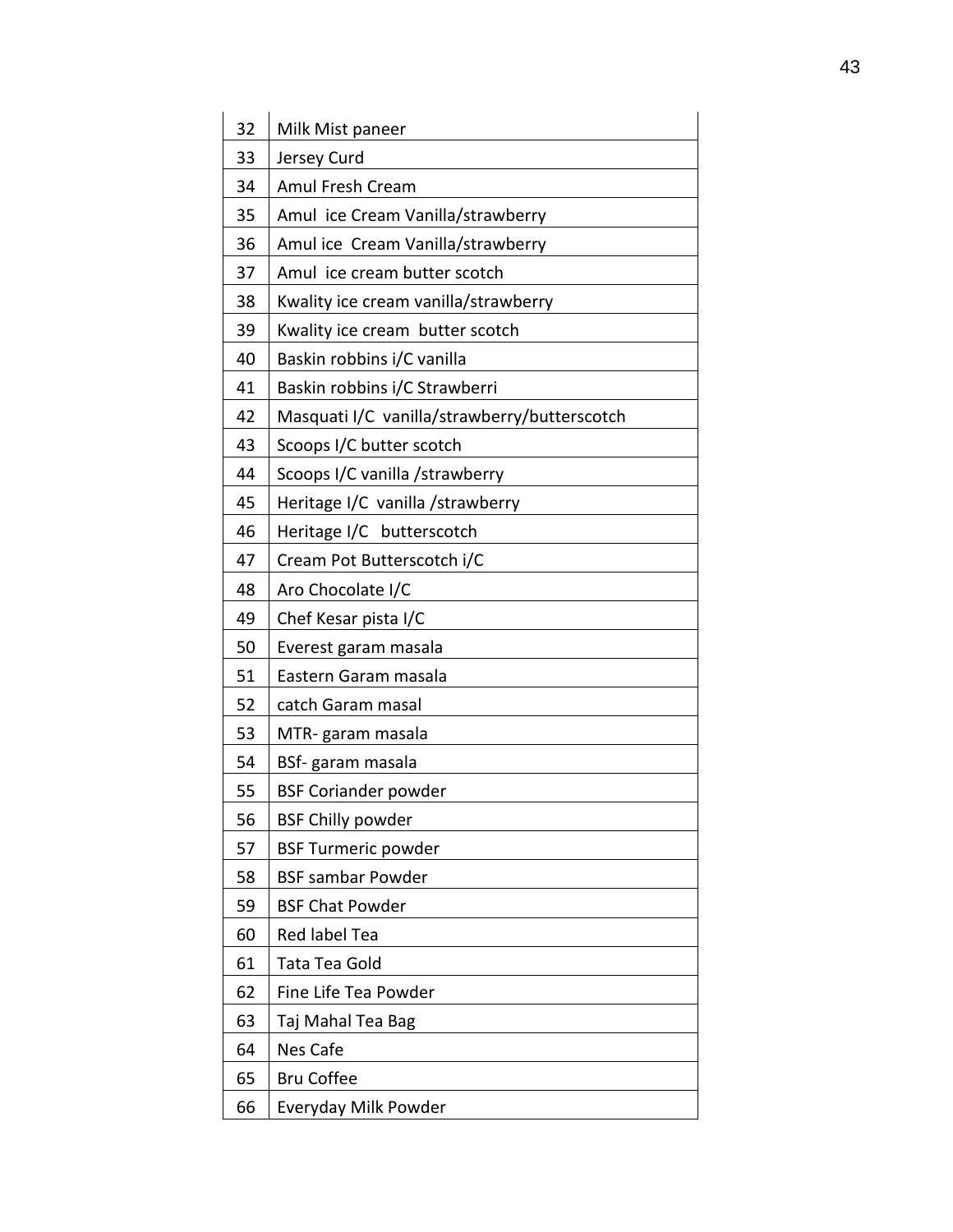| | |
|---|---|
| 32 | Milk Mist paneer |
| 33 | Jersey Curd |
| 34 | Amul Fresh Cream |
| 35 | Amul ice Cream Vanilla/strawberry |
| 36 | Amul ice Cream Vanilla/strawberry |
| 37 | Amul ice cream butter scotch |
| 38 | Kwality ice cream vanilla/strawberry |
| 39 | Kwality ice cream butter scotch |
| 40 | Baskin robbins i/C vanilla |
| 41 | Baskin robbins i/C Strawberri |
| 42 | Masquati I/C vanilla/strawberry/butterscotch |
| 43 | Scoops I/C butter scotch |
| 44 | Scoops I/C vanilla /strawberry |
| 45 | Heritage I/C vanilla /strawberry |
| 46 | Heritage I/C butterscotch |
| 47 | Cream Pot Butterscotch i/C |
| 48 | Aro Chocolate I/C |
| 49 | Chef Kesar pista I/C |
| 50 | Everest garam masala |
| 51 | Eastern Garam masala |
| 52 | catch Garam masal |
| 53 | MTR- garam masala |
| 54 | BSf- garam masala |
| 55 | BSF Coriander powder |
| 56 | BSF Chilly powder |
| 57 | BSF Turmeric powder |
| 58 | BSF sambar Powder |
| 59 | BSF Chat Powder |
| 60 | Red label Tea |
| 61 | Tata Tea Gold |
| 62 | Fine Life Tea Powder |
| 63 | Taj Mahal Tea Bag |
| 64 | Nes Cafe |
| 65 | Bru Coffee |
| 66 | Everyday Milk Powder |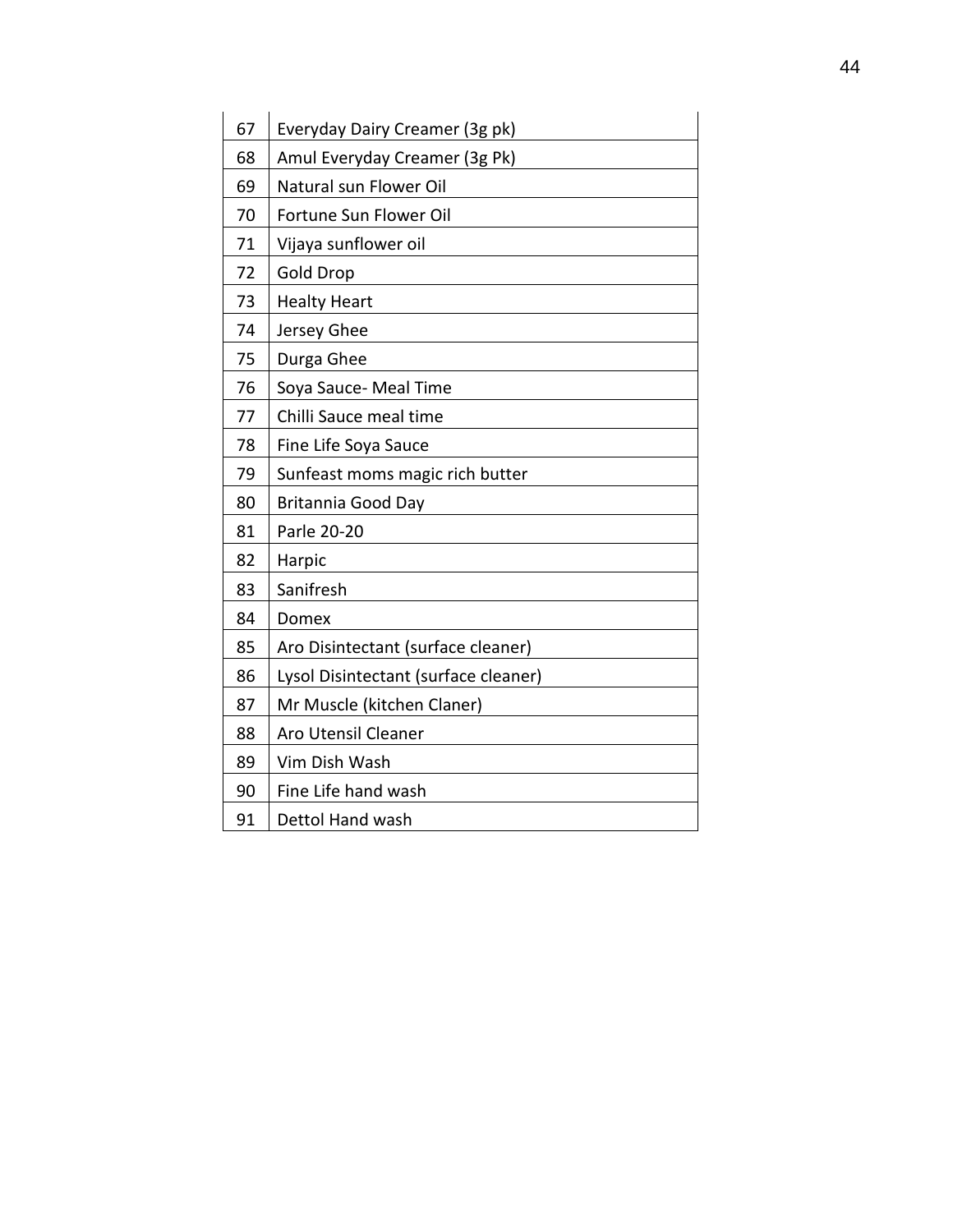| | |
|---|---|
| 67 | Everyday Dairy Creamer (3g pk) |
| 68 | Amul Everyday Creamer (3g Pk) |
| 69 | Natural sun Flower Oil |
| 70 | Fortune Sun Flower Oil |
| 71 | Vijaya sunflower oil |
| 72 | Gold Drop |
| 73 | Healty Heart |
| 74 | Jersey Ghee |
| 75 | Durga Ghee |
| 76 | Soya Sauce- Meal Time |
| 77 | Chilli Sauce meal time |
| 78 | Fine Life Soya Sauce |
| 79 | Sunfeast moms magic rich butter |
| 80 | Britannia Good Day |
| 81 | Parle 20-20 |
| 82 | Harpic |
| 83 | Sanifresh |
| 84 | Domex |
| 85 | Aro Disintectant (surface cleaner) |
| 86 | Lysol Disintectant (surface cleaner) |
| 87 | Mr Muscle (kitchen Claner) |
| 88 | Aro Utensil Cleaner |
| 89 | Vim Dish Wash |
| 90 | Fine Life hand wash |
| 91 | Dettol Hand wash |